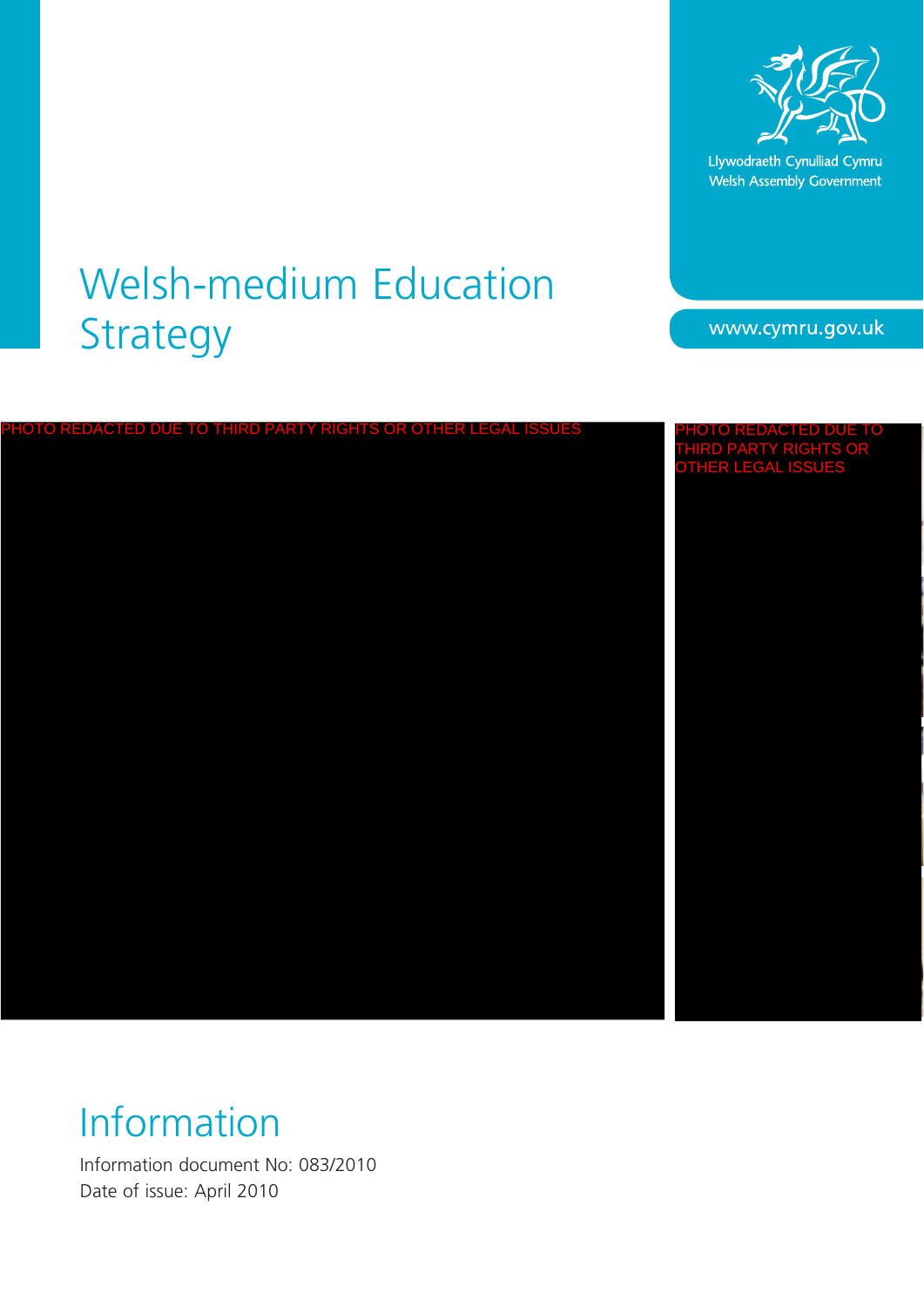Llywodraeth Cynulliad Cymru
Welsh Assembly Government

# Welsh-medium Education Strategy

www.cymru.gov.uk

PHOTO REDACTED DUE TO THIRD PARTY RIGHTS OR OTHER LEGAL ISSUES

PHOTO REDACTED DUE TO THIRD PARTY RIGHTS OR OTHER LEGAL ISSUES

## Information

Information document No: 083/2010
Date of issue: April 2010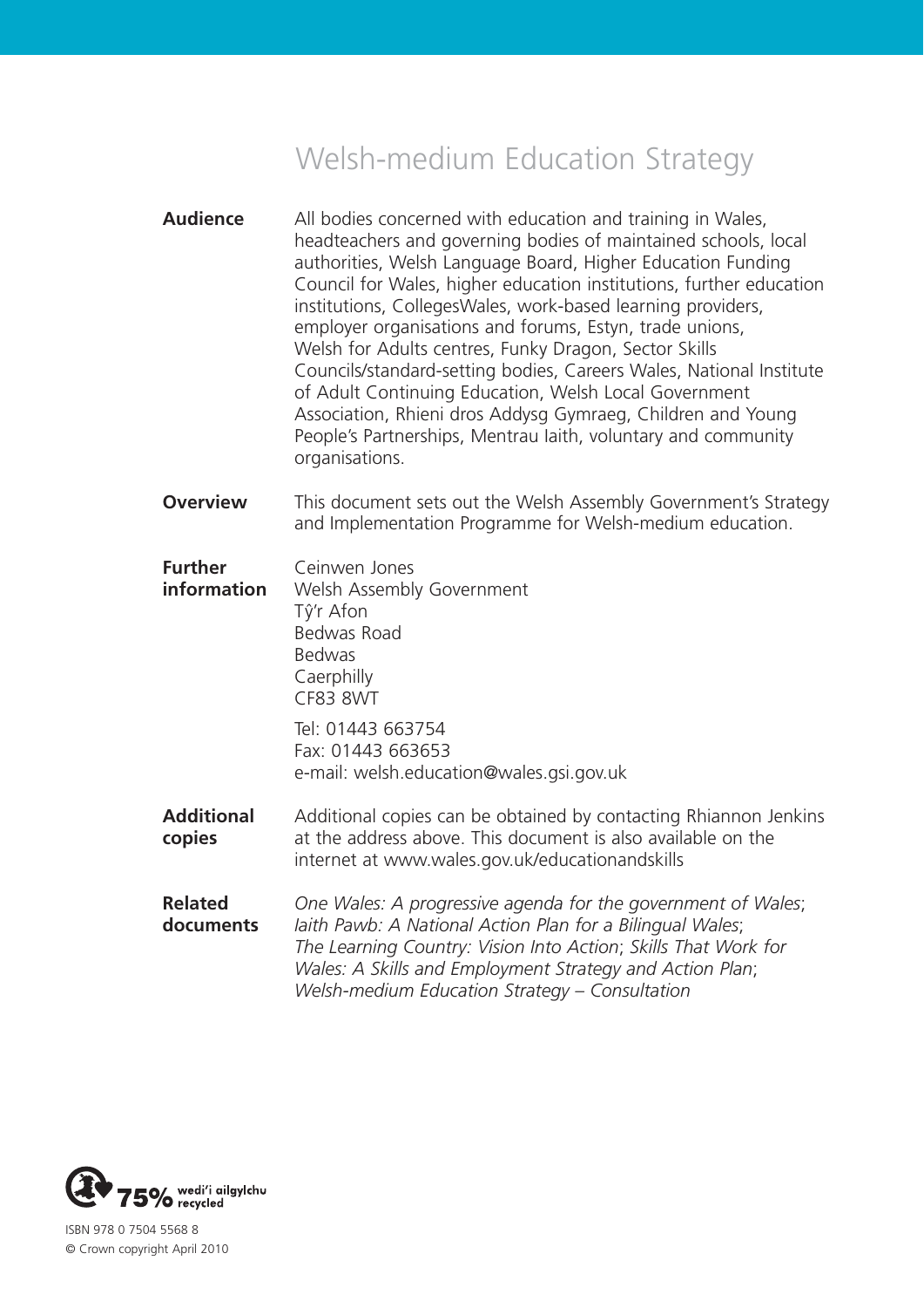# Welsh-medium Education Strategy

**Audience**

All bodies concerned with education and training in Wales, headteachers and governing bodies of maintained schools, local authorities, Welsh Language Board, Higher Education Funding Council for Wales, higher education institutions, further education institutions, CollegesWales, work-based learning providers, employer organisations and forums, Estyn, trade unions, Welsh for Adults centres, Funky Dragon, Sector Skills Councils/standard-setting bodies, Careers Wales, National Institute of Adult Continuing Education, Welsh Local Government Association, Rhieni dros Addysg Gymraeg, Children and Young People's Partnerships, Mentrau Iaith, voluntary and community organisations.

**Overview**

This document sets out the Welsh Assembly Government's Strategy and Implementation Programme for Welsh-medium education.

**Further information**

Ceinwen Jones
Welsh Assembly Government
Tŷ'r Afon
Bedwas Road
Bedwas
Caerphilly
CF83 8WT

Tel: 01443 663754
Fax: 01443 663653
e-mail: welsh.education@wales.gsi.gov.uk

**Additional copies**

Additional copies can be obtained by contacting Rhiannon Jenkins at the address above. This document is also available on the internet at www.wales.gov.uk/educationandskills

**Related documents**

*One Wales: A progressive agenda for the government of Wales*; *Iaith Pawb: A National Action Plan for a Bilingual Wales*; *The Learning Country: Vision Into Action*; *Skills That Work for Wales: A Skills and Employment Strategy and Action Plan*; *Welsh-medium Education Strategy – Consultation*

75% wedi'i ailgylchu recycled

ISBN 978 0 7504 5568 8
© Crown copyright April 2010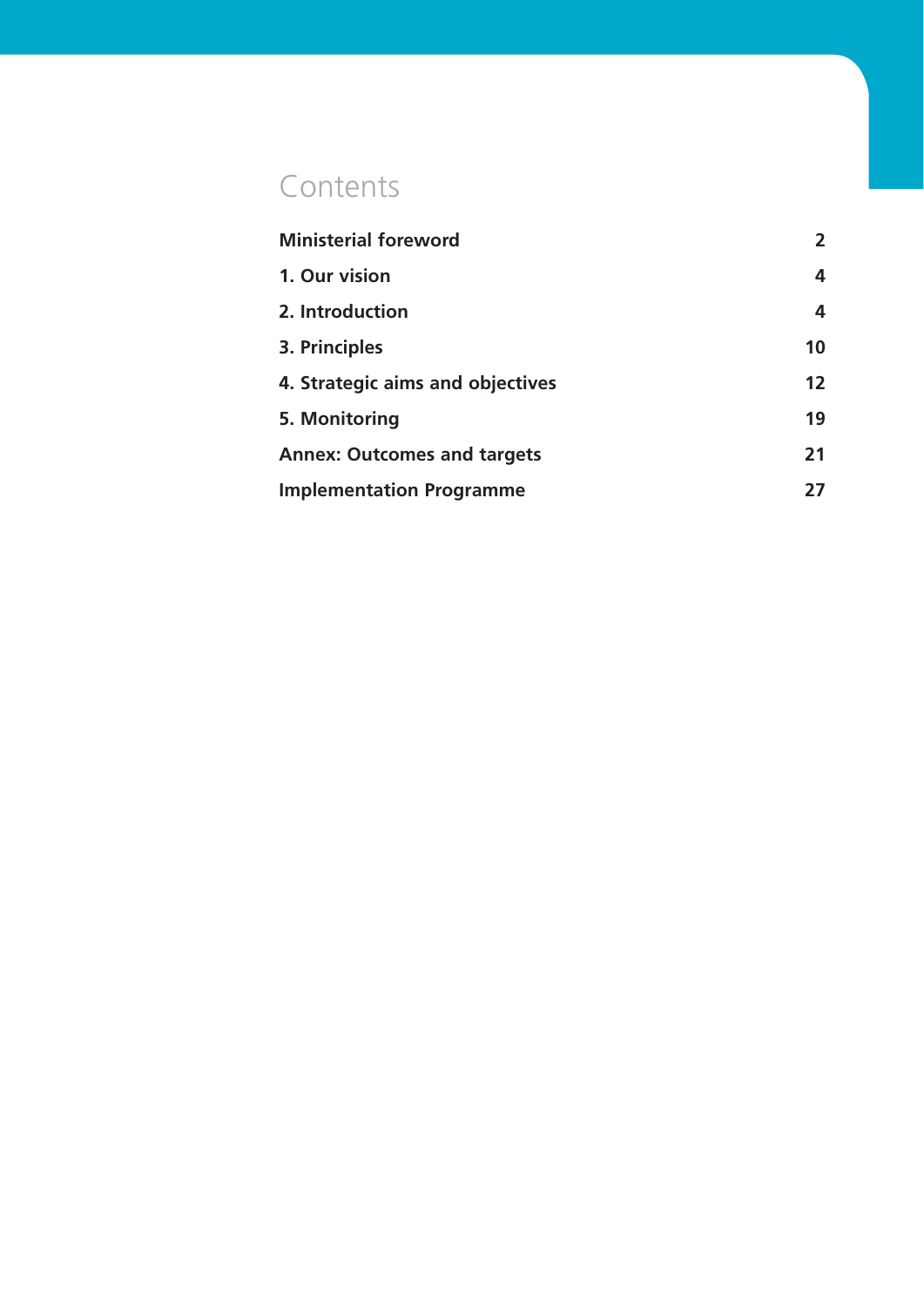# Contents

| | |
|---|---|
| **Ministerial foreword** | **2** |
| **1. Our vision** | **4** |
| **2. Introduction** | **4** |
| **3. Principles** | **10** |
| **4. Strategic aims and objectives** | **12** |
| **5. Monitoring** | **19** |
| **Annex: Outcomes and targets** | **21** |
| **Implementation Programme** | **27** |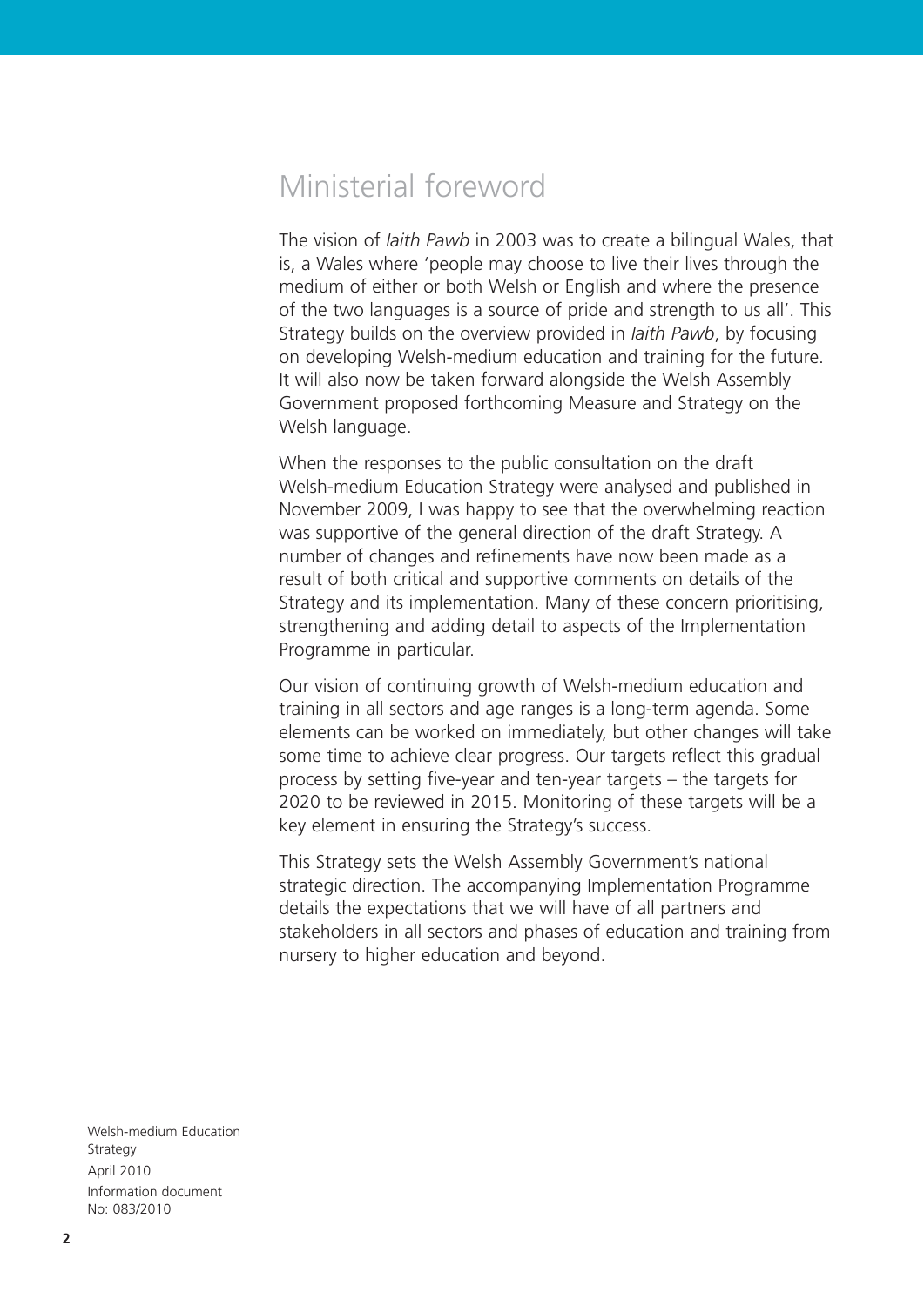# Ministerial foreword

The vision of *Iaith Pawb* in 2003 was to create a bilingual Wales, that is, a Wales where 'people may choose to live their lives through the medium of either or both Welsh or English and where the presence of the two languages is a source of pride and strength to us all'. This Strategy builds on the overview provided in *Iaith Pawb*, by focusing on developing Welsh-medium education and training for the future. It will also now be taken forward alongside the Welsh Assembly Government proposed forthcoming Measure and Strategy on the Welsh language.

When the responses to the public consultation on the draft Welsh-medium Education Strategy were analysed and published in November 2009, I was happy to see that the overwhelming reaction was supportive of the general direction of the draft Strategy. A number of changes and refinements have now been made as a result of both critical and supportive comments on details of the Strategy and its implementation. Many of these concern prioritising, strengthening and adding detail to aspects of the Implementation Programme in particular.

Our vision of continuing growth of Welsh-medium education and training in all sectors and age ranges is a long-term agenda. Some elements can be worked on immediately, but other changes will take some time to achieve clear progress. Our targets reflect this gradual process by setting five-year and ten-year targets – the targets for 2020 to be reviewed in 2015. Monitoring of these targets will be a key element in ensuring the Strategy's success.

This Strategy sets the Welsh Assembly Government's national strategic direction. The accompanying Implementation Programme details the expectations that we will have of all partners and stakeholders in all sectors and phases of education and training from nursery to higher education and beyond.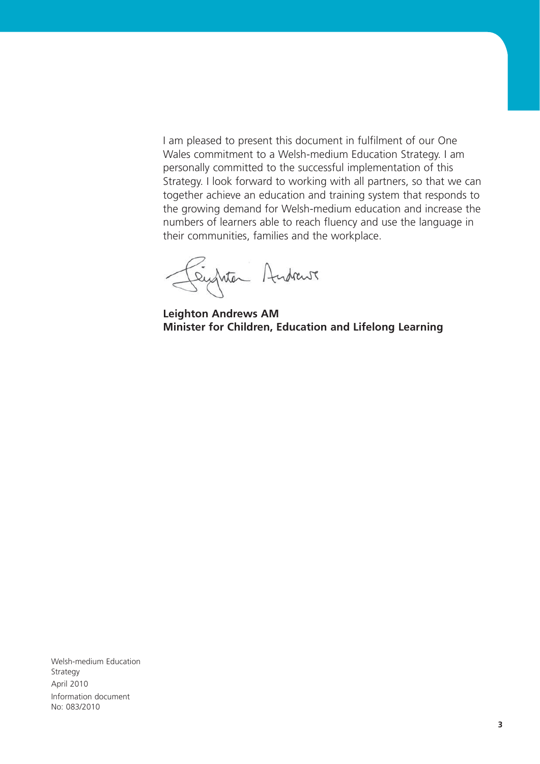I am pleased to present this document in fulfilment of our One Wales commitment to a Welsh-medium Education Strategy. I am personally committed to the successful implementation of this Strategy. I look forward to working with all partners, so that we can together achieve an education and training system that responds to the growing demand for Welsh-medium education and increase the numbers of learners able to reach fluency and use the language in their communities, families and the workplace.

**Leighton Andrews AM**
**Minister for Children, Education and Lifelong Learning**

Welsh-medium Education Strategy
April 2010
Information document
No: 083/2010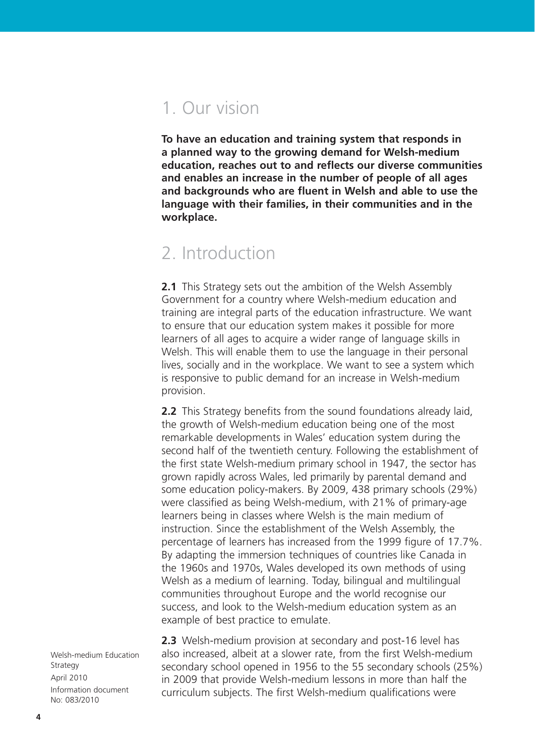## 1. Our vision

**To have an education and training system that responds in a planned way to the growing demand for Welsh-medium education, reaches out to and reflects our diverse communities and enables an increase in the number of people of all ages and backgrounds who are fluent in Welsh and able to use the language with their families, in their communities and in the workplace.**

## 2. Introduction

**2.1** This Strategy sets out the ambition of the Welsh Assembly Government for a country where Welsh-medium education and training are integral parts of the education infrastructure. We want to ensure that our education system makes it possible for more learners of all ages to acquire a wider range of language skills in Welsh. This will enable them to use the language in their personal lives, socially and in the workplace. We want to see a system which is responsive to public demand for an increase in Welsh-medium provision.

**2.2** This Strategy benefits from the sound foundations already laid, the growth of Welsh-medium education being one of the most remarkable developments in Wales' education system during the second half of the twentieth century. Following the establishment of the first state Welsh-medium primary school in 1947, the sector has grown rapidly across Wales, led primarily by parental demand and some education policy-makers. By 2009, 438 primary schools (29%) were classified as being Welsh-medium, with 21% of primary-age learners being in classes where Welsh is the main medium of instruction. Since the establishment of the Welsh Assembly, the percentage of learners has increased from the 1999 figure of 17.7%. By adapting the immersion techniques of countries like Canada in the 1960s and 1970s, Wales developed its own methods of using Welsh as a medium of learning. Today, bilingual and multilingual communities throughout Europe and the world recognise our success, and look to the Welsh-medium education system as an example of best practice to emulate.

**2.3** Welsh-medium provision at secondary and post-16 level has also increased, albeit at a slower rate, from the first Welsh-medium secondary school opened in 1956 to the 55 secondary schools (25%) in 2009 that provide Welsh-medium lessons in more than half the curriculum subjects. The first Welsh-medium qualifications were

Welsh-medium Education Strategy
April 2010
Information document No: 083/2010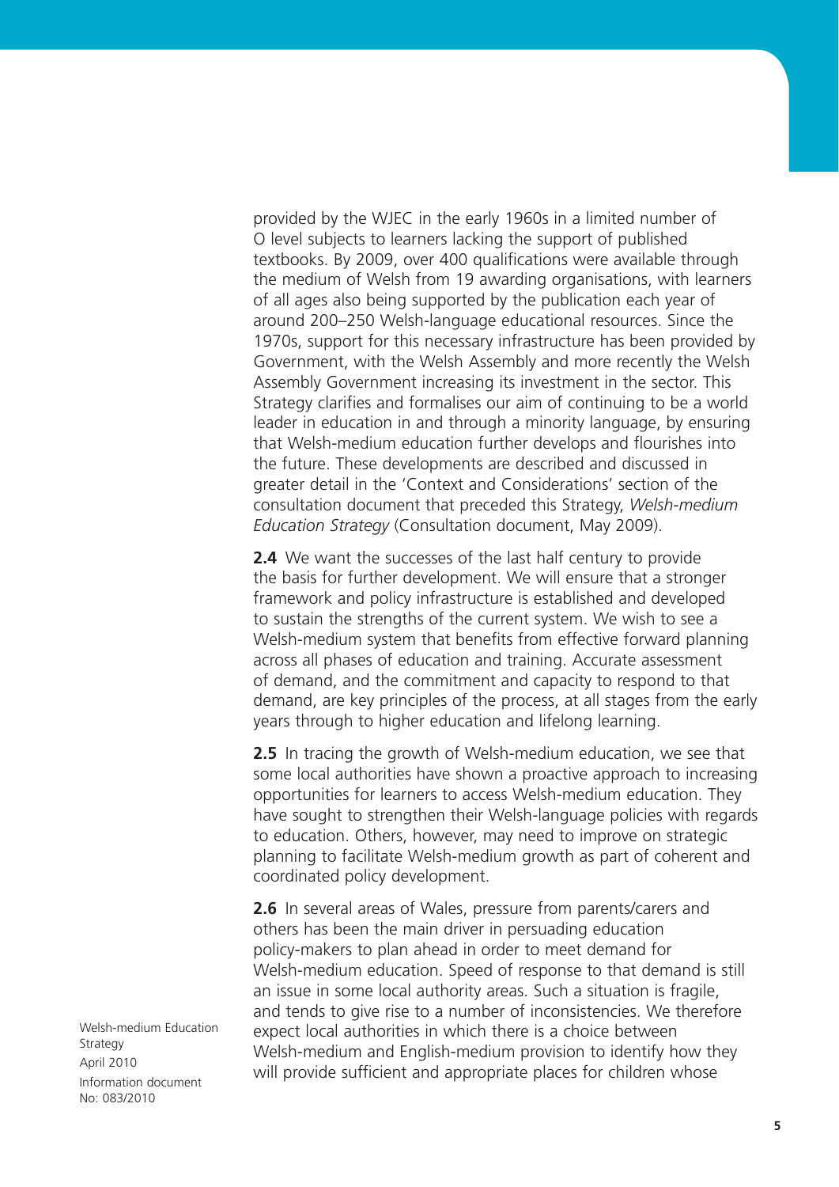provided by the WJEC in the early 1960s in a limited number of O level subjects to learners lacking the support of published textbooks. By 2009, over 400 qualifications were available through the medium of Welsh from 19 awarding organisations, with learners of all ages also being supported by the publication each year of around 200–250 Welsh-language educational resources. Since the 1970s, support for this necessary infrastructure has been provided by Government, with the Welsh Assembly and more recently the Welsh Assembly Government increasing its investment in the sector. This Strategy clarifies and formalises our aim of continuing to be a world leader in education in and through a minority language, by ensuring that Welsh-medium education further develops and flourishes into the future. These developments are described and discussed in greater detail in the 'Context and Considerations' section of the consultation document that preceded this Strategy, *Welsh-medium Education Strategy* (Consultation document, May 2009).

**2.4** We want the successes of the last half century to provide the basis for further development. We will ensure that a stronger framework and policy infrastructure is established and developed to sustain the strengths of the current system. We wish to see a Welsh-medium system that benefits from effective forward planning across all phases of education and training. Accurate assessment of demand, and the commitment and capacity to respond to that demand, are key principles of the process, at all stages from the early years through to higher education and lifelong learning.

**2.5** In tracing the growth of Welsh-medium education, we see that some local authorities have shown a proactive approach to increasing opportunities for learners to access Welsh-medium education. They have sought to strengthen their Welsh-language policies with regards to education. Others, however, may need to improve on strategic planning to facilitate Welsh-medium growth as part of coherent and coordinated policy development.

**2.6** In several areas of Wales, pressure from parents/carers and others has been the main driver in persuading education policy-makers to plan ahead in order to meet demand for Welsh-medium education. Speed of response to that demand is still an issue in some local authority areas. Such a situation is fragile, and tends to give rise to a number of inconsistencies. We therefore expect local authorities in which there is a choice between Welsh-medium and English-medium provision to identify how they will provide sufficient and appropriate places for children whose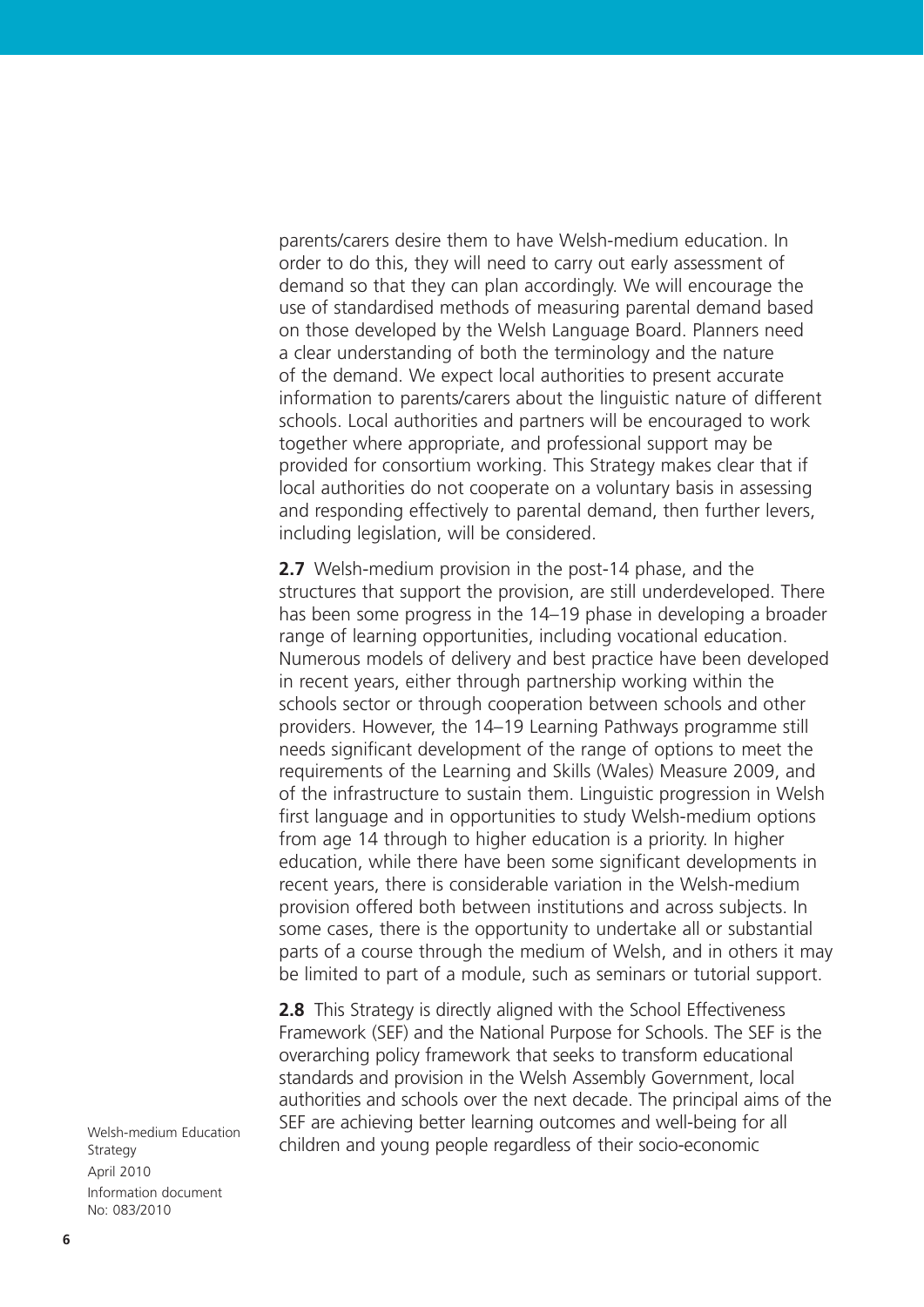parents/carers desire them to have Welsh-medium education. In order to do this, they will need to carry out early assessment of demand so that they can plan accordingly. We will encourage the use of standardised methods of measuring parental demand based on those developed by the Welsh Language Board. Planners need a clear understanding of both the terminology and the nature of the demand. We expect local authorities to present accurate information to parents/carers about the linguistic nature of different schools. Local authorities and partners will be encouraged to work together where appropriate, and professional support may be provided for consortium working. This Strategy makes clear that if local authorities do not cooperate on a voluntary basis in assessing and responding effectively to parental demand, then further levers, including legislation, will be considered.

**2.7** Welsh-medium provision in the post-14 phase, and the structures that support the provision, are still underdeveloped. There has been some progress in the 14–19 phase in developing a broader range of learning opportunities, including vocational education. Numerous models of delivery and best practice have been developed in recent years, either through partnership working within the schools sector or through cooperation between schools and other providers. However, the 14–19 Learning Pathways programme still needs significant development of the range of options to meet the requirements of the Learning and Skills (Wales) Measure 2009, and of the infrastructure to sustain them. Linguistic progression in Welsh first language and in opportunities to study Welsh-medium options from age 14 through to higher education is a priority. In higher education, while there have been some significant developments in recent years, there is considerable variation in the Welsh-medium provision offered both between institutions and across subjects. In some cases, there is the opportunity to undertake all or substantial parts of a course through the medium of Welsh, and in others it may be limited to part of a module, such as seminars or tutorial support.

**2.8** This Strategy is directly aligned with the School Effectiveness Framework (SEF) and the National Purpose for Schools. The SEF is the overarching policy framework that seeks to transform educational standards and provision in the Welsh Assembly Government, local authorities and schools over the next decade. The principal aims of the SEF are achieving better learning outcomes and well-being for all children and young people regardless of their socio-economic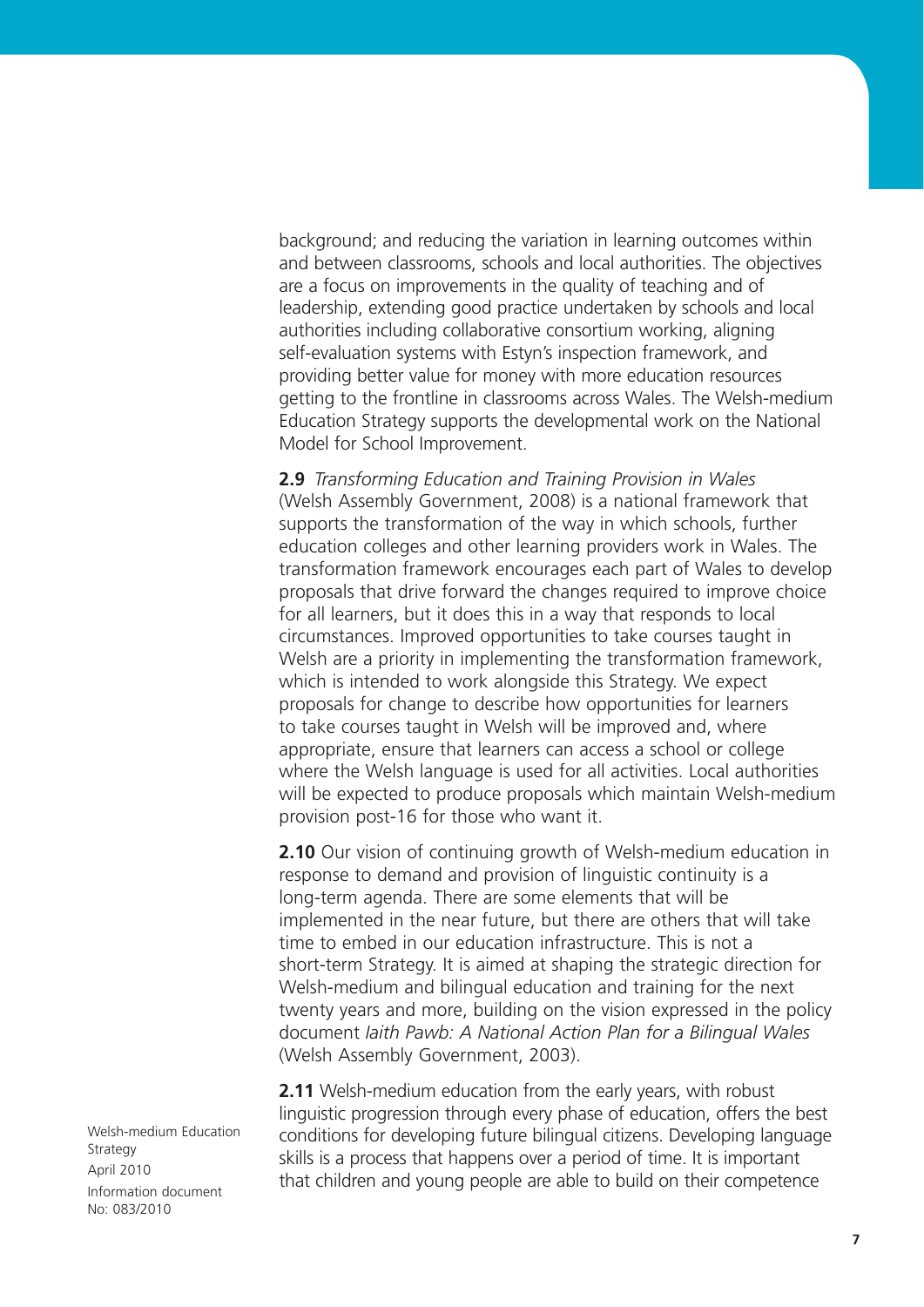background; and reducing the variation in learning outcomes within and between classrooms, schools and local authorities. The objectives are a focus on improvements in the quality of teaching and of leadership, extending good practice undertaken by schools and local authorities including collaborative consortium working, aligning self-evaluation systems with Estyn's inspection framework, and providing better value for money with more education resources getting to the frontline in classrooms across Wales. The Welsh-medium Education Strategy supports the developmental work on the National Model for School Improvement.

**2.9** *Transforming Education and Training Provision in Wales* (Welsh Assembly Government, 2008) is a national framework that supports the transformation of the way in which schools, further education colleges and other learning providers work in Wales. The transformation framework encourages each part of Wales to develop proposals that drive forward the changes required to improve choice for all learners, but it does this in a way that responds to local circumstances. Improved opportunities to take courses taught in Welsh are a priority in implementing the transformation framework, which is intended to work alongside this Strategy. We expect proposals for change to describe how opportunities for learners to take courses taught in Welsh will be improved and, where appropriate, ensure that learners can access a school or college where the Welsh language is used for all activities. Local authorities will be expected to produce proposals which maintain Welsh-medium provision post-16 for those who want it.

**2.10** Our vision of continuing growth of Welsh-medium education in response to demand and provision of linguistic continuity is a long-term agenda. There are some elements that will be implemented in the near future, but there are others that will take time to embed in our education infrastructure. This is not a short-term Strategy. It is aimed at shaping the strategic direction for Welsh-medium and bilingual education and training for the next twenty years and more, building on the vision expressed in the policy document *Iaith Pawb: A National Action Plan for a Bilingual Wales* (Welsh Assembly Government, 2003).

**2.11** Welsh-medium education from the early years, with robust linguistic progression through every phase of education, offers the best conditions for developing future bilingual citizens. Developing language skills is a process that happens over a period of time. It is important that children and young people are able to build on their competence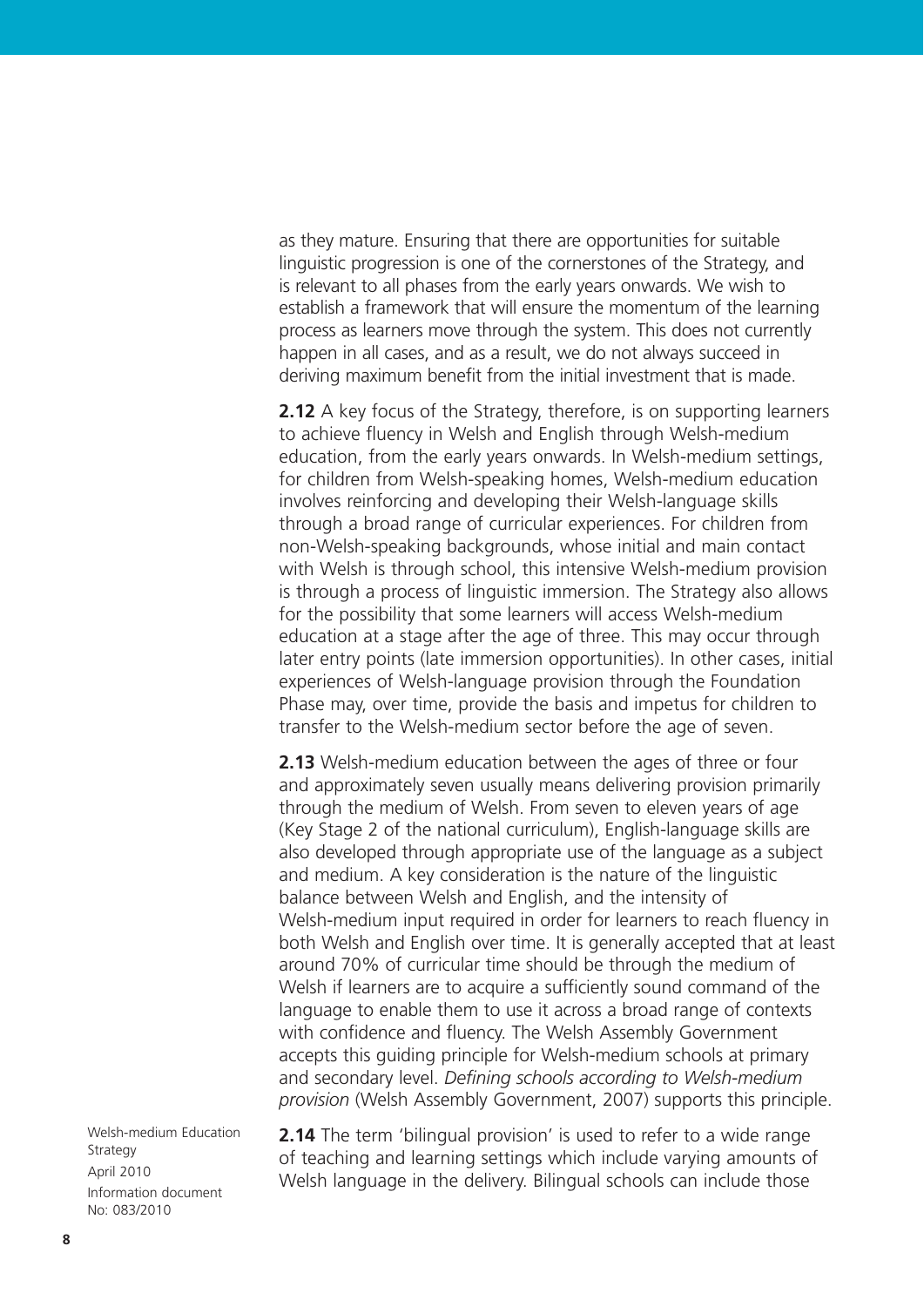as they mature. Ensuring that there are opportunities for suitable linguistic progression is one of the cornerstones of the Strategy, and is relevant to all phases from the early years onwards. We wish to establish a framework that will ensure the momentum of the learning process as learners move through the system. This does not currently happen in all cases, and as a result, we do not always succeed in deriving maximum benefit from the initial investment that is made.

**2.12** A key focus of the Strategy, therefore, is on supporting learners to achieve fluency in Welsh and English through Welsh-medium education, from the early years onwards. In Welsh-medium settings, for children from Welsh-speaking homes, Welsh-medium education involves reinforcing and developing their Welsh-language skills through a broad range of curricular experiences. For children from non-Welsh-speaking backgrounds, whose initial and main contact with Welsh is through school, this intensive Welsh-medium provision is through a process of linguistic immersion. The Strategy also allows for the possibility that some learners will access Welsh-medium education at a stage after the age of three. This may occur through later entry points (late immersion opportunities). In other cases, initial experiences of Welsh-language provision through the Foundation Phase may, over time, provide the basis and impetus for children to transfer to the Welsh-medium sector before the age of seven.

**2.13** Welsh-medium education between the ages of three or four and approximately seven usually means delivering provision primarily through the medium of Welsh. From seven to eleven years of age (Key Stage 2 of the national curriculum), English-language skills are also developed through appropriate use of the language as a subject and medium. A key consideration is the nature of the linguistic balance between Welsh and English, and the intensity of Welsh-medium input required in order for learners to reach fluency in both Welsh and English over time. It is generally accepted that at least around 70% of curricular time should be through the medium of Welsh if learners are to acquire a sufficiently sound command of the language to enable them to use it across a broad range of contexts with confidence and fluency. The Welsh Assembly Government accepts this guiding principle for Welsh-medium schools at primary and secondary level. *Defining schools according to Welsh-medium provision* (Welsh Assembly Government, 2007) supports this principle.

**2.14** The term 'bilingual provision' is used to refer to a wide range of teaching and learning settings which include varying amounts of Welsh language in the delivery. Bilingual schools can include those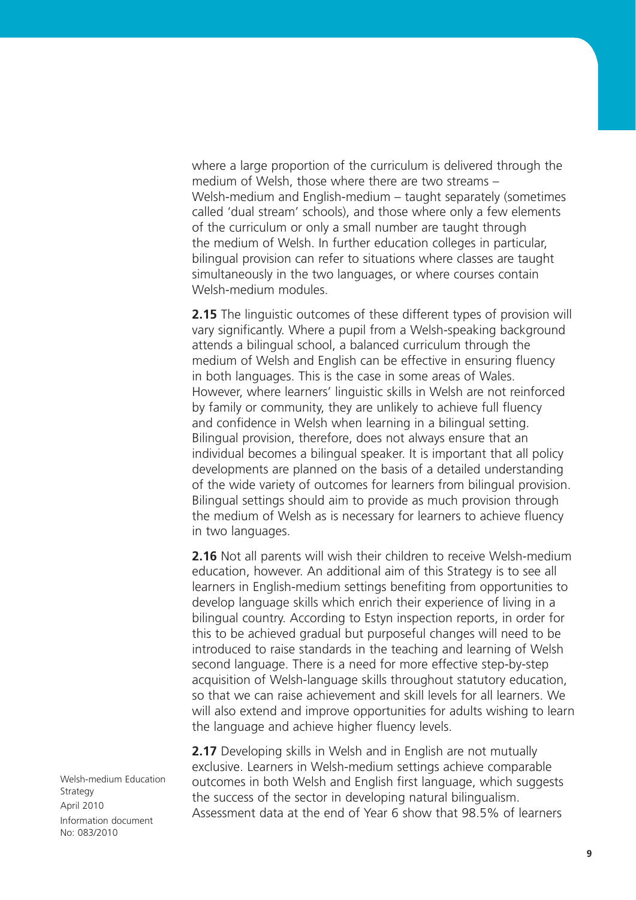where a large proportion of the curriculum is delivered through the medium of Welsh, those where there are two streams – Welsh-medium and English-medium – taught separately (sometimes called 'dual stream' schools), and those where only a few elements of the curriculum or only a small number are taught through the medium of Welsh. In further education colleges in particular, bilingual provision can refer to situations where classes are taught simultaneously in the two languages, or where courses contain Welsh-medium modules.

**2.15** The linguistic outcomes of these different types of provision will vary significantly. Where a pupil from a Welsh-speaking background attends a bilingual school, a balanced curriculum through the medium of Welsh and English can be effective in ensuring fluency in both languages. This is the case in some areas of Wales. However, where learners' linguistic skills in Welsh are not reinforced by family or community, they are unlikely to achieve full fluency and confidence in Welsh when learning in a bilingual setting. Bilingual provision, therefore, does not always ensure that an individual becomes a bilingual speaker. It is important that all policy developments are planned on the basis of a detailed understanding of the wide variety of outcomes for learners from bilingual provision. Bilingual settings should aim to provide as much provision through the medium of Welsh as is necessary for learners to achieve fluency in two languages.

**2.16** Not all parents will wish their children to receive Welsh-medium education, however. An additional aim of this Strategy is to see all learners in English-medium settings benefiting from opportunities to develop language skills which enrich their experience of living in a bilingual country. According to Estyn inspection reports, in order for this to be achieved gradual but purposeful changes will need to be introduced to raise standards in the teaching and learning of Welsh second language. There is a need for more effective step-by-step acquisition of Welsh-language skills throughout statutory education, so that we can raise achievement and skill levels for all learners. We will also extend and improve opportunities for adults wishing to learn the language and achieve higher fluency levels.

**2.17** Developing skills in Welsh and in English are not mutually exclusive. Learners in Welsh-medium settings achieve comparable outcomes in both Welsh and English first language, which suggests the success of the sector in developing natural bilingualism. Assessment data at the end of Year 6 show that 98.5% of learners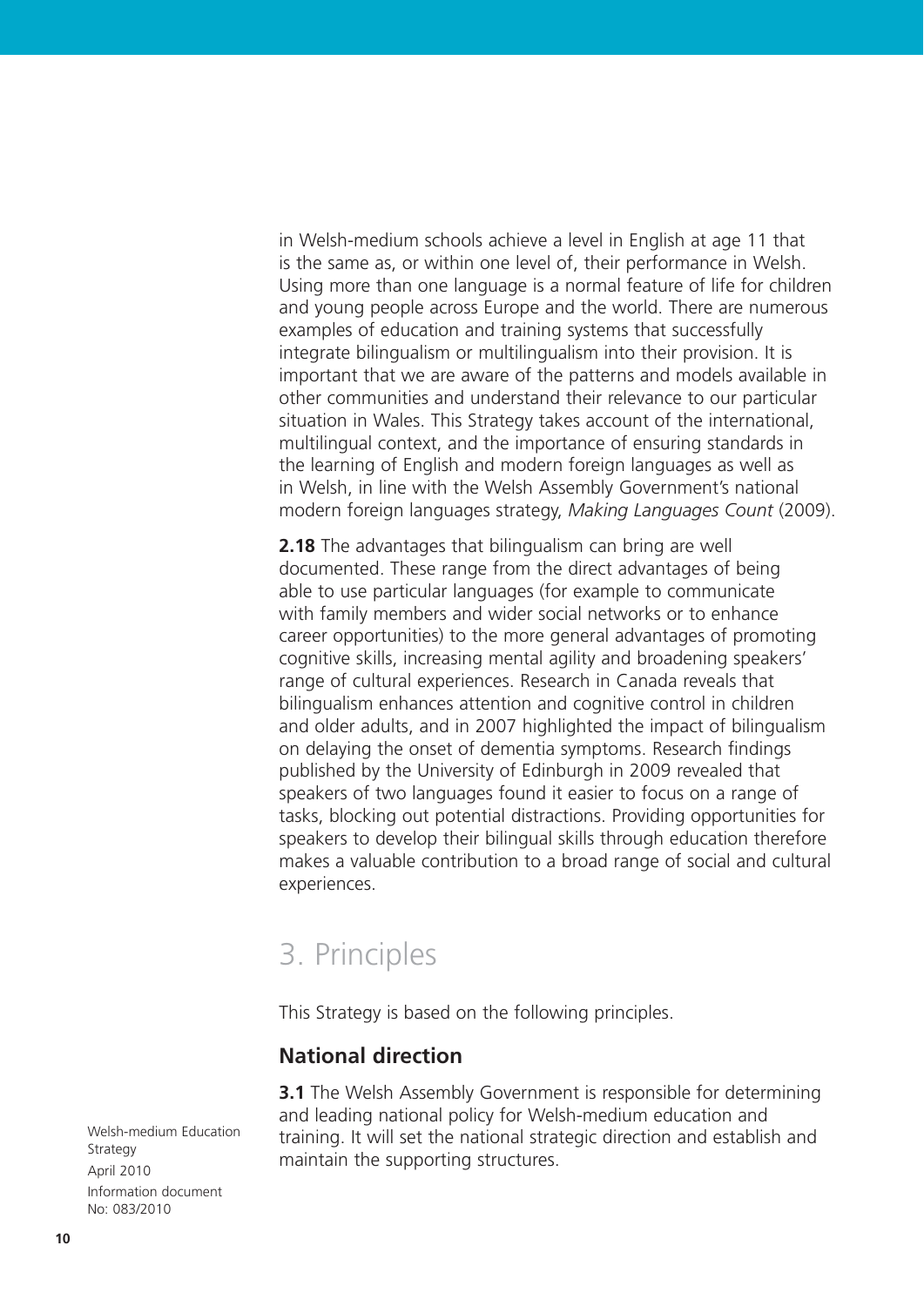in Welsh-medium schools achieve a level in English at age 11 that is the same as, or within one level of, their performance in Welsh. Using more than one language is a normal feature of life for children and young people across Europe and the world. There are numerous examples of education and training systems that successfully integrate bilingualism or multilingualism into their provision. It is important that we are aware of the patterns and models available in other communities and understand their relevance to our particular situation in Wales. This Strategy takes account of the international, multilingual context, and the importance of ensuring standards in the learning of English and modern foreign languages as well as in Welsh, in line with the Welsh Assembly Government's national modern foreign languages strategy, *Making Languages Count* (2009).

**2.18** The advantages that bilingualism can bring are well documented. These range from the direct advantages of being able to use particular languages (for example to communicate with family members and wider social networks or to enhance career opportunities) to the more general advantages of promoting cognitive skills, increasing mental agility and broadening speakers' range of cultural experiences. Research in Canada reveals that bilingualism enhances attention and cognitive control in children and older adults, and in 2007 highlighted the impact of bilingualism on delaying the onset of dementia symptoms. Research findings published by the University of Edinburgh in 2009 revealed that speakers of two languages found it easier to focus on a range of tasks, blocking out potential distractions. Providing opportunities for speakers to develop their bilingual skills through education therefore makes a valuable contribution to a broad range of social and cultural experiences.

# 3. Principles

This Strategy is based on the following principles.

## National direction

**3.1** The Welsh Assembly Government is responsible for determining and leading national policy for Welsh-medium education and training. It will set the national strategic direction and establish and maintain the supporting structures.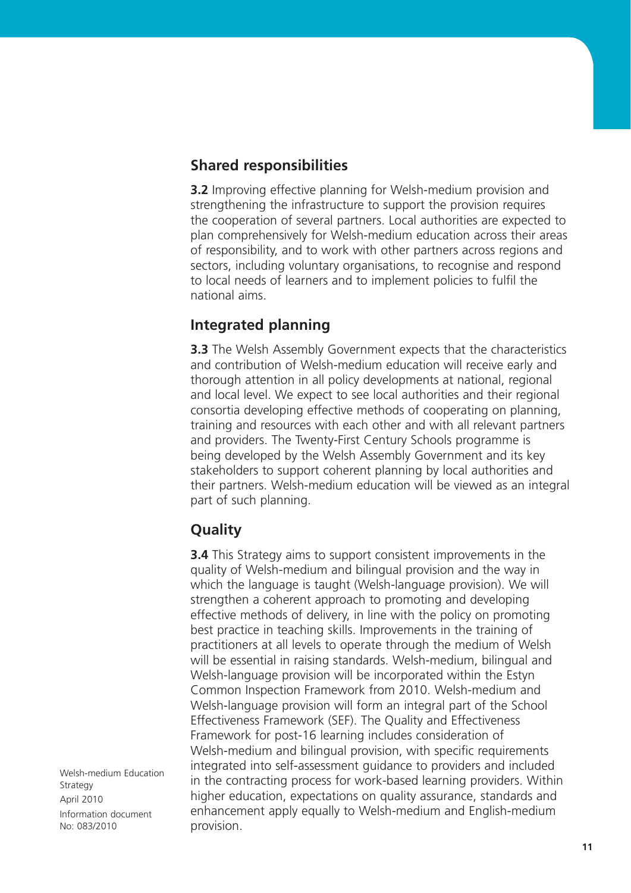## Shared responsibilities

**3.2** Improving effective planning for Welsh-medium provision and strengthening the infrastructure to support the provision requires the cooperation of several partners. Local authorities are expected to plan comprehensively for Welsh-medium education across their areas of responsibility, and to work with other partners across regions and sectors, including voluntary organisations, to recognise and respond to local needs of learners and to implement policies to fulfil the national aims.

## Integrated planning

**3.3** The Welsh Assembly Government expects that the characteristics and contribution of Welsh-medium education will receive early and thorough attention in all policy developments at national, regional and local level. We expect to see local authorities and their regional consortia developing effective methods of cooperating on planning, training and resources with each other and with all relevant partners and providers. The Twenty-First Century Schools programme is being developed by the Welsh Assembly Government and its key stakeholders to support coherent planning by local authorities and their partners. Welsh-medium education will be viewed as an integral part of such planning.

## Quality

**3.4** This Strategy aims to support consistent improvements in the quality of Welsh-medium and bilingual provision and the way in which the language is taught (Welsh-language provision). We will strengthen a coherent approach to promoting and developing effective methods of delivery, in line with the policy on promoting best practice in teaching skills. Improvements in the training of practitioners at all levels to operate through the medium of Welsh will be essential in raising standards. Welsh-medium, bilingual and Welsh-language provision will be incorporated within the Estyn Common Inspection Framework from 2010. Welsh-medium and Welsh-language provision will form an integral part of the School Effectiveness Framework (SEF). The Quality and Effectiveness Framework for post-16 learning includes consideration of Welsh-medium and bilingual provision, with specific requirements integrated into self-assessment guidance to providers and included in the contracting process for work-based learning providers. Within higher education, expectations on quality assurance, standards and enhancement apply equally to Welsh-medium and English-medium provision.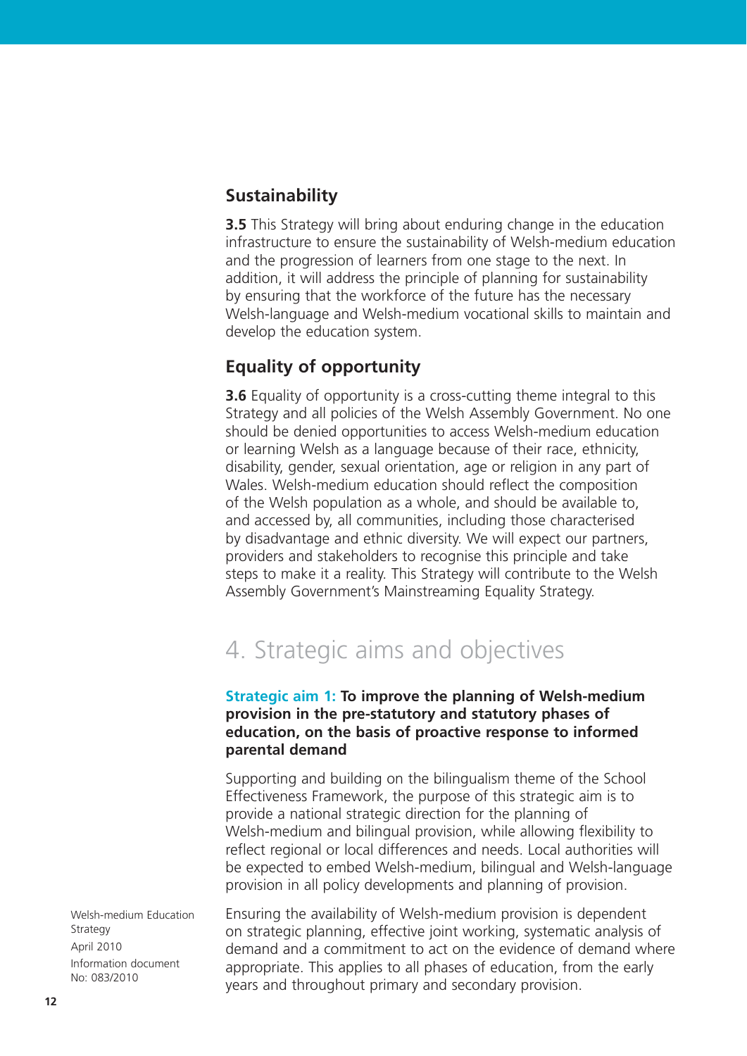### Sustainability

**3.5** This Strategy will bring about enduring change in the education infrastructure to ensure the sustainability of Welsh-medium education and the progression of learners from one stage to the next. In addition, it will address the principle of planning for sustainability by ensuring that the workforce of the future has the necessary Welsh-language and Welsh-medium vocational skills to maintain and develop the education system.

### Equality of opportunity

**3.6** Equality of opportunity is a cross-cutting theme integral to this Strategy and all policies of the Welsh Assembly Government. No one should be denied opportunities to access Welsh-medium education or learning Welsh as a language because of their race, ethnicity, disability, gender, sexual orientation, age or religion in any part of Wales. Welsh-medium education should reflect the composition of the Welsh population as a whole, and should be available to, and accessed by, all communities, including those characterised by disadvantage and ethnic diversity. We will expect our partners, providers and stakeholders to recognise this principle and take steps to make it a reality. This Strategy will contribute to the Welsh Assembly Government's Mainstreaming Equality Strategy.

## 4. Strategic aims and objectives

**Strategic aim 1: To improve the planning of Welsh-medium provision in the pre-statutory and statutory phases of education, on the basis of proactive response to informed parental demand**

Supporting and building on the bilingualism theme of the School Effectiveness Framework, the purpose of this strategic aim is to provide a national strategic direction for the planning of Welsh-medium and bilingual provision, while allowing flexibility to reflect regional or local differences and needs. Local authorities will be expected to embed Welsh-medium, bilingual and Welsh-language provision in all policy developments and planning of provision.

Ensuring the availability of Welsh-medium provision is dependent on strategic planning, effective joint working, systematic analysis of demand and a commitment to act on the evidence of demand where appropriate. This applies to all phases of education, from the early years and throughout primary and secondary provision.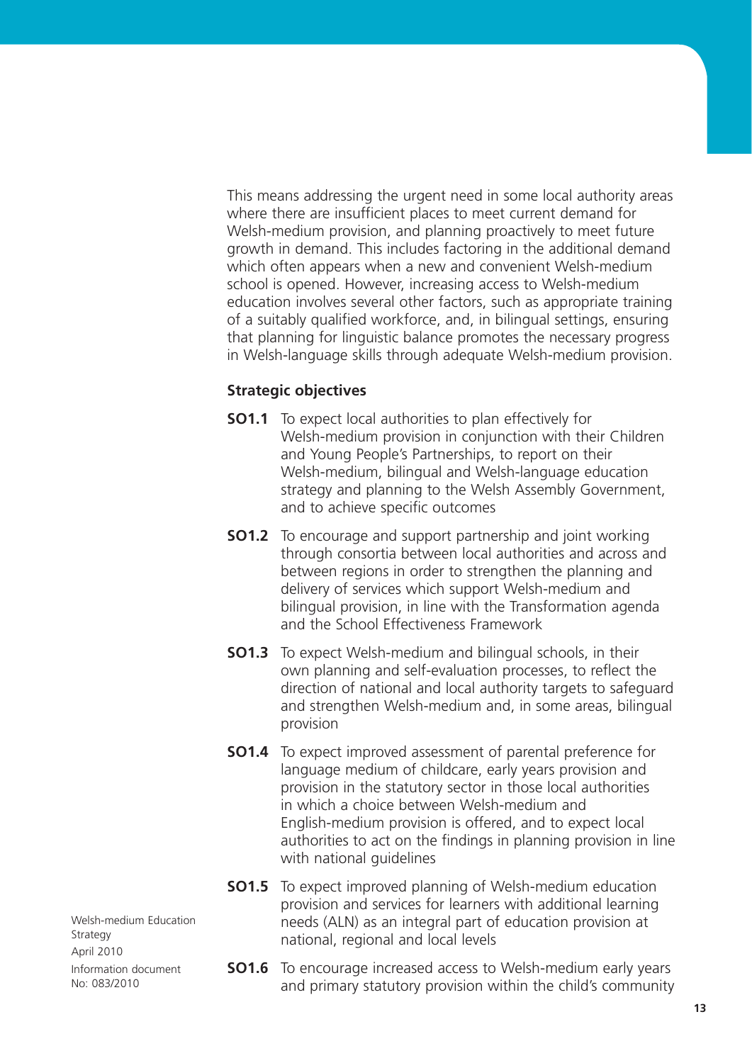This means addressing the urgent need in some local authority areas where there are insufficient places to meet current demand for Welsh-medium provision, and planning proactively to meet future growth in demand. This includes factoring in the additional demand which often appears when a new and convenient Welsh-medium school is opened. However, increasing access to Welsh-medium education involves several other factors, such as appropriate training of a suitably qualified workforce, and, in bilingual settings, ensuring that planning for linguistic balance promotes the necessary progress in Welsh-language skills through adequate Welsh-medium provision.

**Strategic objectives**

**SO1.1** To expect local authorities to plan effectively for Welsh-medium provision in conjunction with their Children and Young People's Partnerships, to report on their Welsh-medium, bilingual and Welsh-language education strategy and planning to the Welsh Assembly Government, and to achieve specific outcomes

**SO1.2** To encourage and support partnership and joint working through consortia between local authorities and across and between regions in order to strengthen the planning and delivery of services which support Welsh-medium and bilingual provision, in line with the Transformation agenda and the School Effectiveness Framework

**SO1.3** To expect Welsh-medium and bilingual schools, in their own planning and self-evaluation processes, to reflect the direction of national and local authority targets to safeguard and strengthen Welsh-medium and, in some areas, bilingual provision

**SO1.4** To expect improved assessment of parental preference for language medium of childcare, early years provision and provision in the statutory sector in those local authorities in which a choice between Welsh-medium and English-medium provision is offered, and to expect local authorities to act on the findings in planning provision in line with national guidelines

**SO1.5** To expect improved planning of Welsh-medium education provision and services for learners with additional learning needs (ALN) as an integral part of education provision at national, regional and local levels

**SO1.6** To encourage increased access to Welsh-medium early years and primary statutory provision within the child's community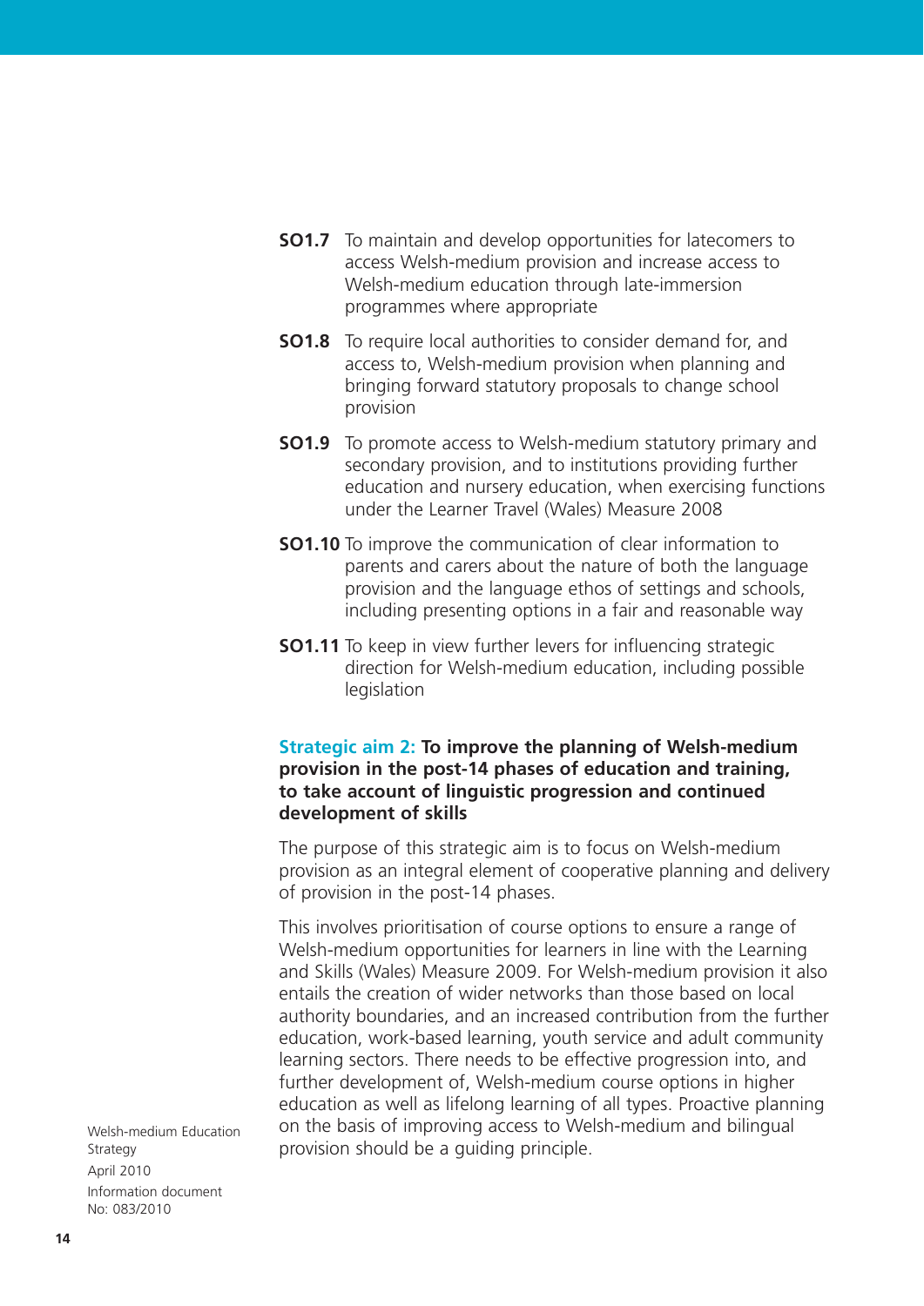**SO1.7** To maintain and develop opportunities for latecomers to access Welsh-medium provision and increase access to Welsh-medium education through late-immersion programmes where appropriate

**SO1.8** To require local authorities to consider demand for, and access to, Welsh-medium provision when planning and bringing forward statutory proposals to change school provision

**SO1.9** To promote access to Welsh-medium statutory primary and secondary provision, and to institutions providing further education and nursery education, when exercising functions under the Learner Travel (Wales) Measure 2008

**SO1.10** To improve the communication of clear information to parents and carers about the nature of both the language provision and the language ethos of settings and schools, including presenting options in a fair and reasonable way

**SO1.11** To keep in view further levers for influencing strategic direction for Welsh-medium education, including possible legislation

### Strategic aim 2: To improve the planning of Welsh-medium provision in the post-14 phases of education and training, to take account of linguistic progression and continued development of skills

The purpose of this strategic aim is to focus on Welsh-medium provision as an integral element of cooperative planning and delivery of provision in the post-14 phases.

This involves prioritisation of course options to ensure a range of Welsh-medium opportunities for learners in line with the Learning and Skills (Wales) Measure 2009. For Welsh-medium provision it also entails the creation of wider networks than those based on local authority boundaries, and an increased contribution from the further education, work-based learning, youth service and adult community learning sectors. There needs to be effective progression into, and further development of, Welsh-medium course options in higher education as well as lifelong learning of all types. Proactive planning on the basis of improving access to Welsh-medium and bilingual provision should be a guiding principle.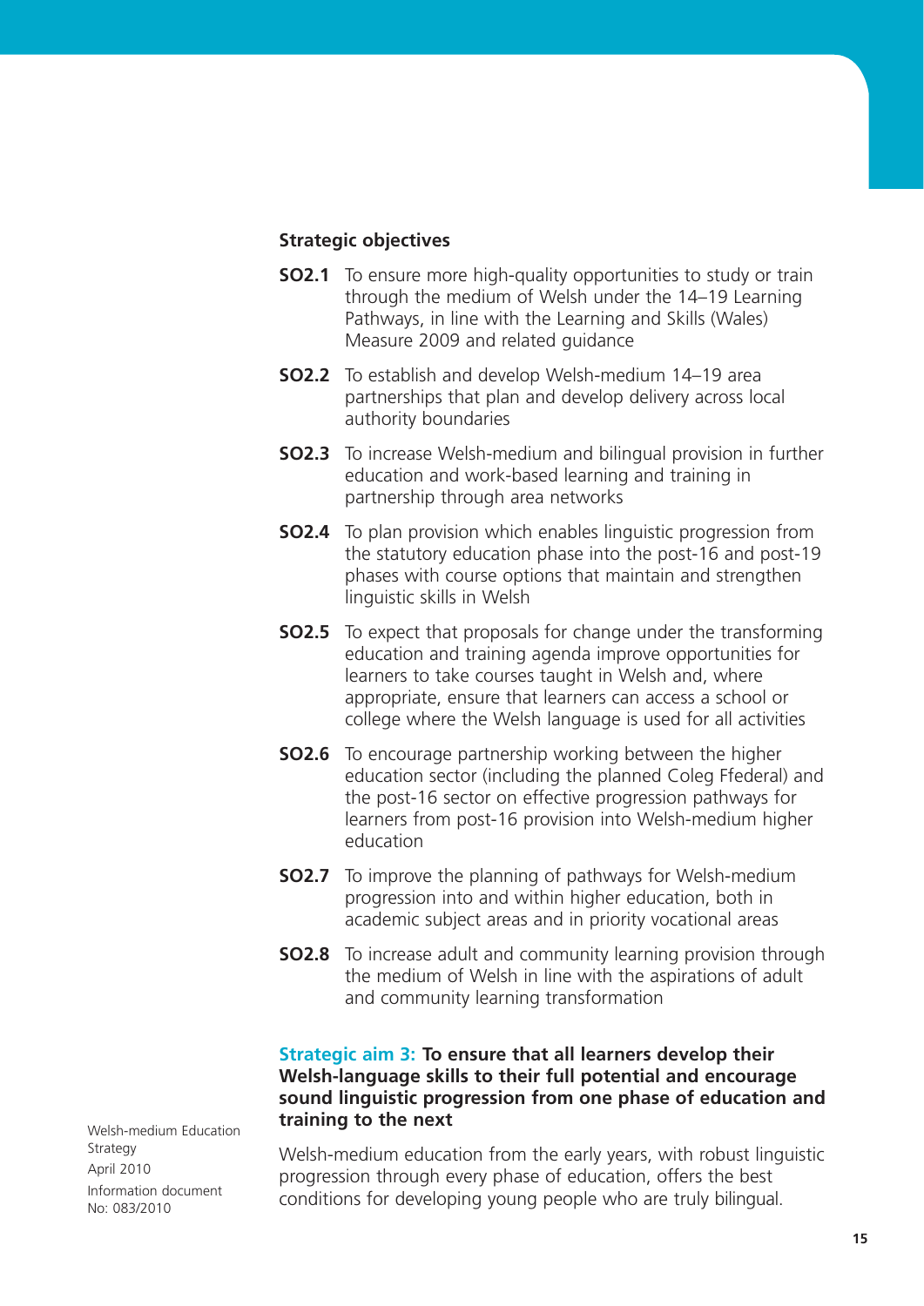### Strategic objectives

**SO2.1** To ensure more high-quality opportunities to study or train through the medium of Welsh under the 14–19 Learning Pathways, in line with the Learning and Skills (Wales) Measure 2009 and related guidance

**SO2.2** To establish and develop Welsh-medium 14–19 area partnerships that plan and develop delivery across local authority boundaries

**SO2.3** To increase Welsh-medium and bilingual provision in further education and work-based learning and training in partnership through area networks

**SO2.4** To plan provision which enables linguistic progression from the statutory education phase into the post-16 and post-19 phases with course options that maintain and strengthen linguistic skills in Welsh

**SO2.5** To expect that proposals for change under the transforming education and training agenda improve opportunities for learners to take courses taught in Welsh and, where appropriate, ensure that learners can access a school or college where the Welsh language is used for all activities

**SO2.6** To encourage partnership working between the higher education sector (including the planned Coleg Ffederal) and the post-16 sector on effective progression pathways for learners from post-16 provision into Welsh-medium higher education

**SO2.7** To improve the planning of pathways for Welsh-medium progression into and within higher education, both in academic subject areas and in priority vocational areas

**SO2.8** To increase adult and community learning provision through the medium of Welsh in line with the aspirations of adult and community learning transformation

### Strategic aim 3: **To ensure that all learners develop their Welsh-language skills to their full potential and encourage sound linguistic progression from one phase of education and training to the next**

Welsh-medium education from the early years, with robust linguistic progression through every phase of education, offers the best conditions for developing young people who are truly bilingual.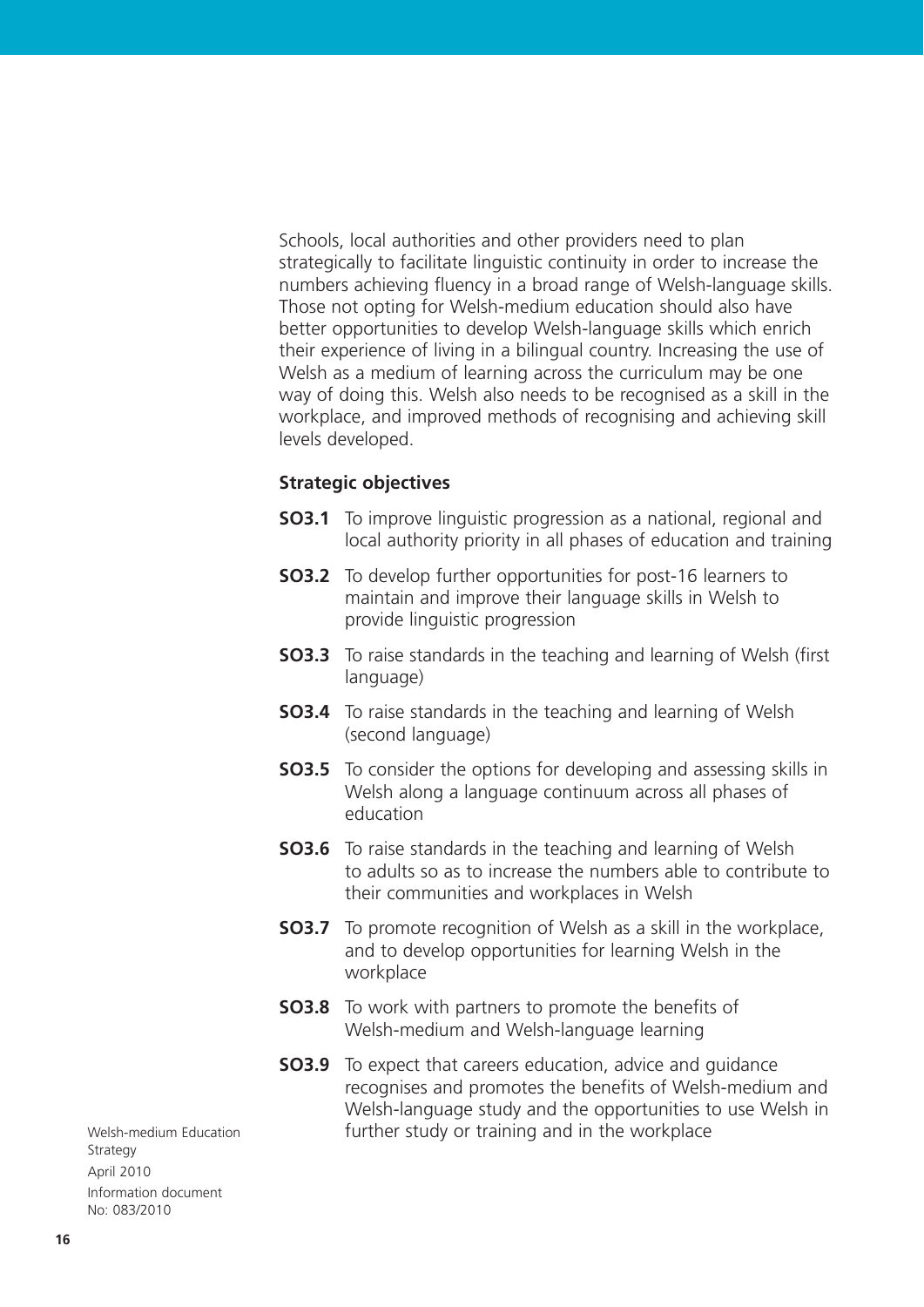Schools, local authorities and other providers need to plan strategically to facilitate linguistic continuity in order to increase the numbers achieving fluency in a broad range of Welsh-language skills. Those not opting for Welsh-medium education should also have better opportunities to develop Welsh-language skills which enrich their experience of living in a bilingual country. Increasing the use of Welsh as a medium of learning across the curriculum may be one way of doing this. Welsh also needs to be recognised as a skill in the workplace, and improved methods of recognising and achieving skill levels developed.

**Strategic objectives**

**SO3.1** To improve linguistic progression as a national, regional and local authority priority in all phases of education and training

**SO3.2** To develop further opportunities for post-16 learners to maintain and improve their language skills in Welsh to provide linguistic progression

**SO3.3** To raise standards in the teaching and learning of Welsh (first language)

**SO3.4** To raise standards in the teaching and learning of Welsh (second language)

**SO3.5** To consider the options for developing and assessing skills in Welsh along a language continuum across all phases of education

**SO3.6** To raise standards in the teaching and learning of Welsh to adults so as to increase the numbers able to contribute to their communities and workplaces in Welsh

**SO3.7** To promote recognition of Welsh as a skill in the workplace, and to develop opportunities for learning Welsh in the workplace

**SO3.8** To work with partners to promote the benefits of Welsh-medium and Welsh-language learning

**SO3.9** To expect that careers education, advice and guidance recognises and promotes the benefits of Welsh-medium and Welsh-language study and the opportunities to use Welsh in further study or training and in the workplace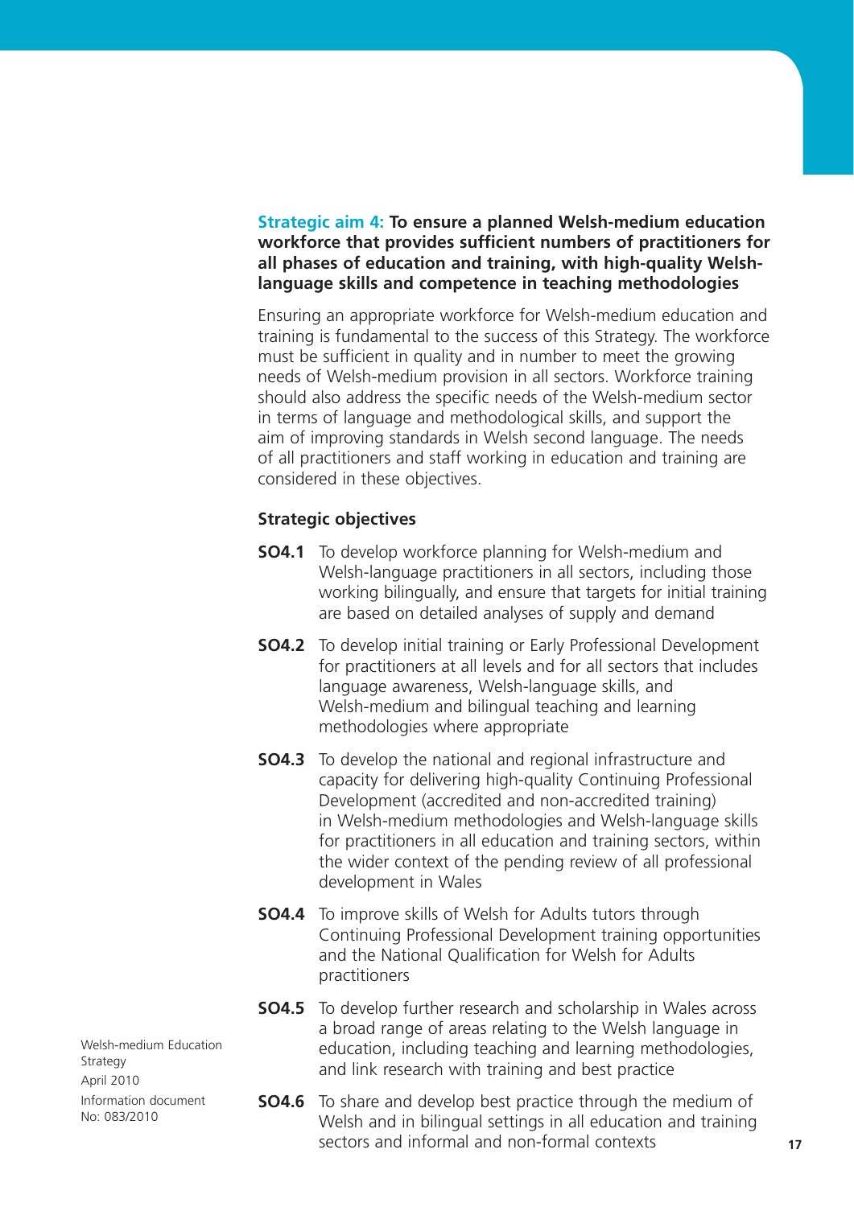## Strategic aim 4: To ensure a planned Welsh-medium education workforce that provides sufficient numbers of practitioners for all phases of education and training, with high-quality Welsh-language skills and competence in teaching methodologies

Ensuring an appropriate workforce for Welsh-medium education and training is fundamental to the success of this Strategy. The workforce must be sufficient in quality and in number to meet the growing needs of Welsh-medium provision in all sectors. Workforce training should also address the specific needs of the Welsh-medium sector in terms of language and methodological skills, and support the aim of improving standards in Welsh second language. The needs of all practitioners and staff working in education and training are considered in these objectives.

### Strategic objectives

**SO4.1** To develop workforce planning for Welsh-medium and Welsh-language practitioners in all sectors, including those working bilingually, and ensure that targets for initial training are based on detailed analyses of supply and demand

**SO4.2** To develop initial training or Early Professional Development for practitioners at all levels and for all sectors that includes language awareness, Welsh-language skills, and Welsh-medium and bilingual teaching and learning methodologies where appropriate

**SO4.3** To develop the national and regional infrastructure and capacity for delivering high-quality Continuing Professional Development (accredited and non-accredited training) in Welsh-medium methodologies and Welsh-language skills for practitioners in all education and training sectors, within the wider context of the pending review of all professional development in Wales

**SO4.4** To improve skills of Welsh for Adults tutors through Continuing Professional Development training opportunities and the National Qualification for Welsh for Adults practitioners

**SO4.5** To develop further research and scholarship in Wales across a broad range of areas relating to the Welsh language in education, including teaching and learning methodologies, and link research with training and best practice

**SO4.6** To share and develop best practice through the medium of Welsh and in bilingual settings in all education and training sectors and informal and non-formal contexts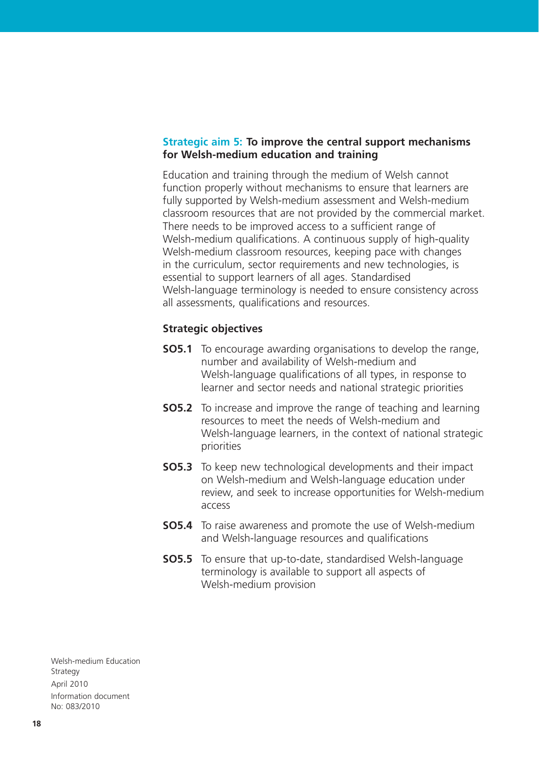## Strategic aim 5: To improve the central support mechanisms for Welsh-medium education and training

Education and training through the medium of Welsh cannot function properly without mechanisms to ensure that learners are fully supported by Welsh-medium assessment and Welsh-medium classroom resources that are not provided by the commercial market. There needs to be improved access to a sufficient range of Welsh-medium qualifications. A continuous supply of high-quality Welsh-medium classroom resources, keeping pace with changes in the curriculum, sector requirements and new technologies, is essential to support learners of all ages. Standardised Welsh-language terminology is needed to ensure consistency across all assessments, qualifications and resources.

### Strategic objectives

**SO5.1** To encourage awarding organisations to develop the range, number and availability of Welsh-medium and Welsh-language qualifications of all types, in response to learner and sector needs and national strategic priorities

**SO5.2** To increase and improve the range of teaching and learning resources to meet the needs of Welsh-medium and Welsh-language learners, in the context of national strategic priorities

**SO5.3** To keep new technological developments and their impact on Welsh-medium and Welsh-language education under review, and seek to increase opportunities for Welsh-medium access

**SO5.4** To raise awareness and promote the use of Welsh-medium and Welsh-language resources and qualifications

**SO5.5** To ensure that up-to-date, standardised Welsh-language terminology is available to support all aspects of Welsh-medium provision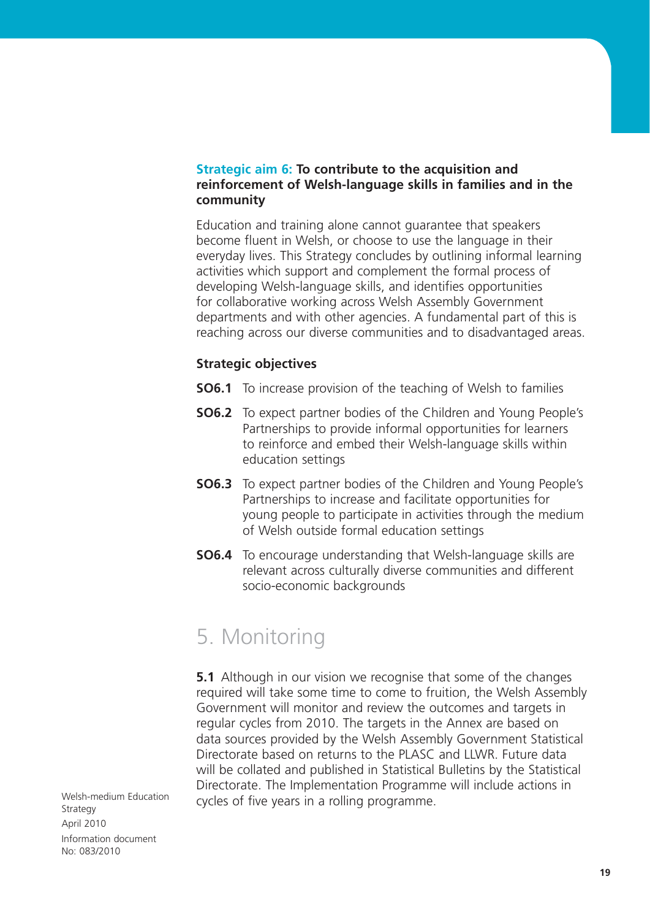**Strategic aim 6: To contribute to the acquisition and reinforcement of Welsh-language skills in families and in the community**

Education and training alone cannot guarantee that speakers become fluent in Welsh, or choose to use the language in their everyday lives. This Strategy concludes by outlining informal learning activities which support and complement the formal process of developing Welsh-language skills, and identifies opportunities for collaborative working across Welsh Assembly Government departments and with other agencies. A fundamental part of this is reaching across our diverse communities and to disadvantaged areas.

**Strategic objectives**

**SO6.1** To increase provision of the teaching of Welsh to families

**SO6.2** To expect partner bodies of the Children and Young People's Partnerships to provide informal opportunities for learners to reinforce and embed their Welsh-language skills within education settings

**SO6.3** To expect partner bodies of the Children and Young People's Partnerships to increase and facilitate opportunities for young people to participate in activities through the medium of Welsh outside formal education settings

**SO6.4** To encourage understanding that Welsh-language skills are relevant across culturally diverse communities and different socio-economic backgrounds

# 5. Monitoring

**5.1** Although in our vision we recognise that some of the changes required will take some time to come to fruition, the Welsh Assembly Government will monitor and review the outcomes and targets in regular cycles from 2010. The targets in the Annex are based on data sources provided by the Welsh Assembly Government Statistical Directorate based on returns to the PLASC and LLWR. Future data will be collated and published in Statistical Bulletins by the Statistical Directorate. The Implementation Programme will include actions in cycles of five years in a rolling programme.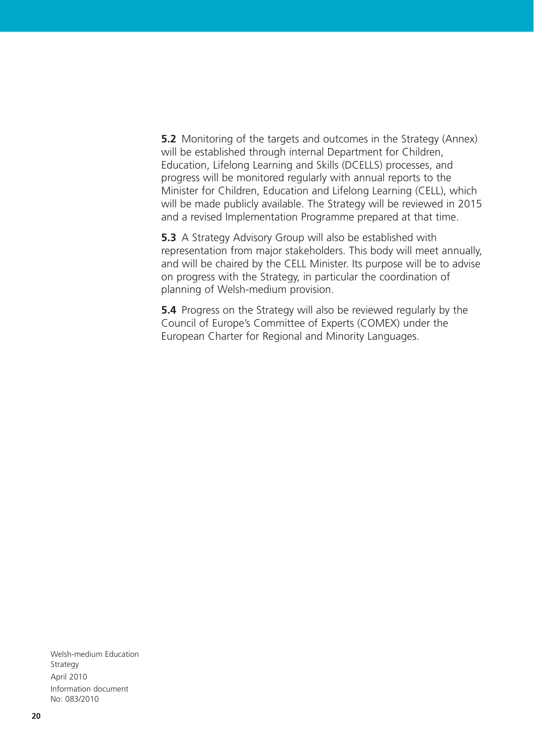**5.2** Monitoring of the targets and outcomes in the Strategy (Annex) will be established through internal Department for Children, Education, Lifelong Learning and Skills (DCELLS) processes, and progress will be monitored regularly with annual reports to the Minister for Children, Education and Lifelong Learning (CELL), which will be made publicly available. The Strategy will be reviewed in 2015 and a revised Implementation Programme prepared at that time.

**5.3** A Strategy Advisory Group will also be established with representation from major stakeholders. This body will meet annually, and will be chaired by the CELL Minister. Its purpose will be to advise on progress with the Strategy, in particular the coordination of planning of Welsh-medium provision.

**5.4** Progress on the Strategy will also be reviewed regularly by the Council of Europe's Committee of Experts (COMEX) under the European Charter for Regional and Minority Languages.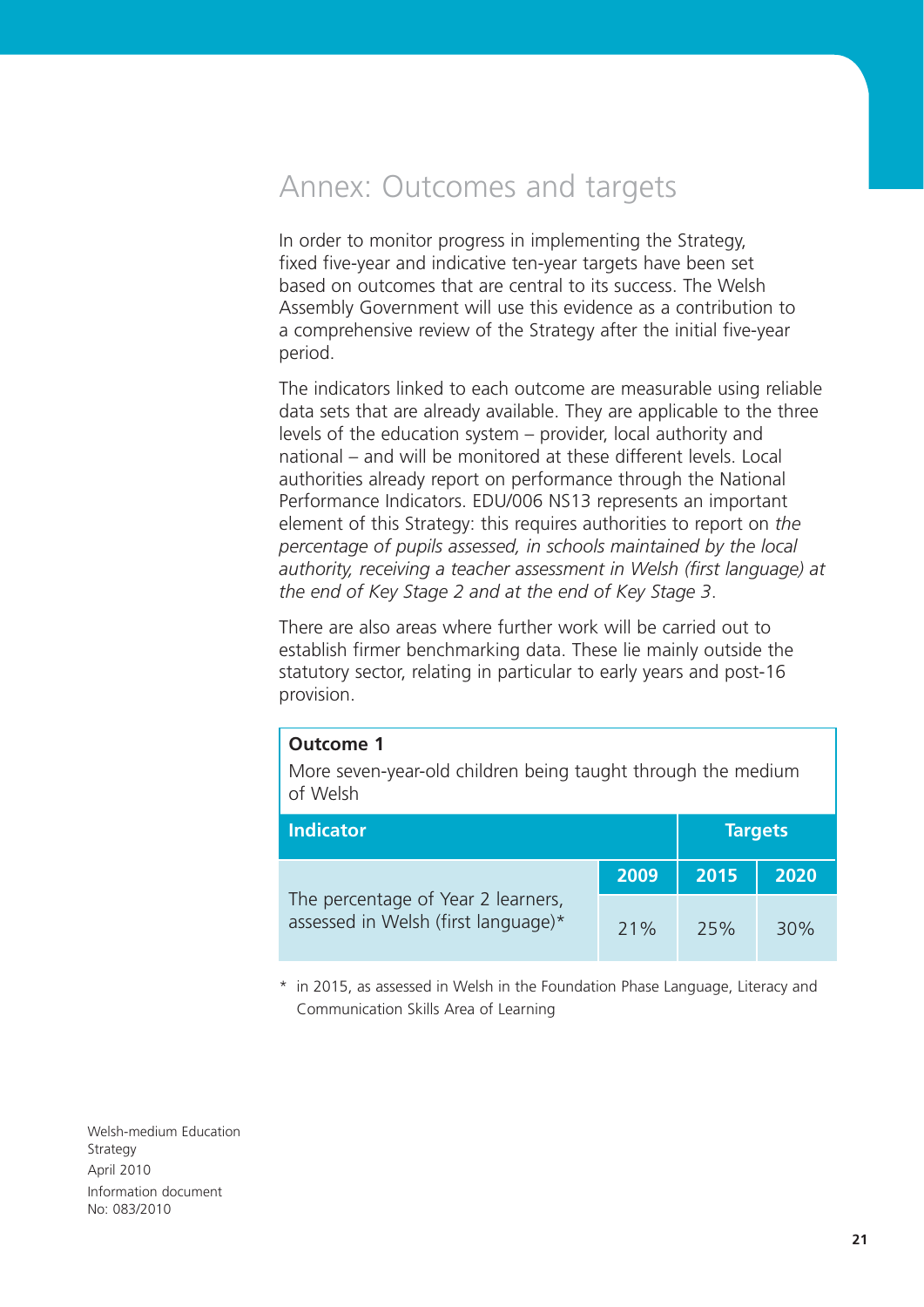# Annex: Outcomes and targets

In order to monitor progress in implementing the Strategy, fixed five-year and indicative ten-year targets have been set based on outcomes that are central to its success. The Welsh Assembly Government will use this evidence as a contribution to a comprehensive review of the Strategy after the initial five-year period.

The indicators linked to each outcome are measurable using reliable data sets that are already available. They are applicable to the three levels of the education system – provider, local authority and national – and will be monitored at these different levels. Local authorities already report on performance through the National Performance Indicators. EDU/006 NS13 represents an important element of this Strategy: this requires authorities to report on *the percentage of pupils assessed, in schools maintained by the local authority, receiving a teacher assessment in Welsh (first language) at the end of Key Stage 2 and at the end of Key Stage 3*.

There are also areas where further work will be carried out to establish firmer benchmarking data. These lie mainly outside the statutory sector, relating in particular to early years and post-16 provision.

**Outcome 1**

More seven-year-old children being taught through the medium of Welsh

| Indicator | | Targets | |
|---|---|---|---|
| | 2009 | 2015 | 2020 |
| The percentage of Year 2 learners, assessed in Welsh (first language)* | 21% | 25% | 30% |

\* in 2015, as assessed in Welsh in the Foundation Phase Language, Literacy and Communication Skills Area of Learning

Welsh-medium Education Strategy
April 2010
Information document
No: 083/2010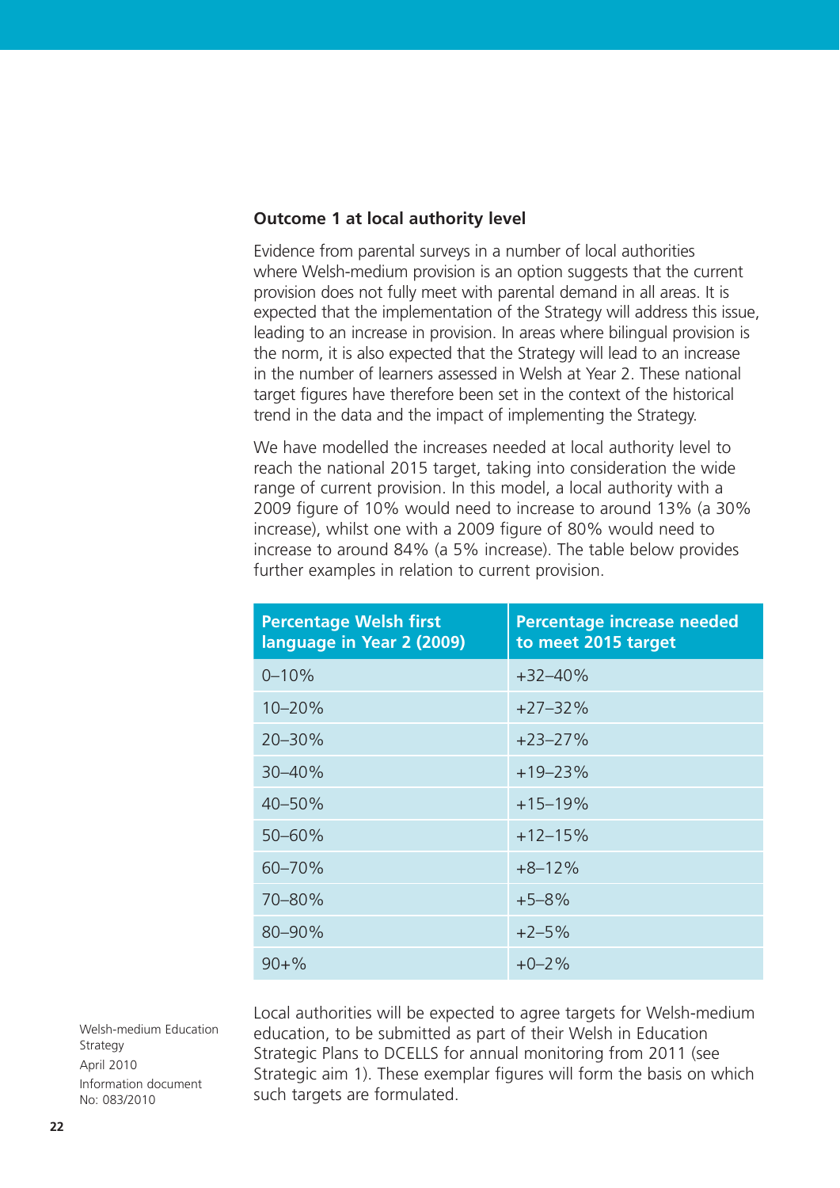### Outcome 1 at local authority level

Evidence from parental surveys in a number of local authorities where Welsh-medium provision is an option suggests that the current provision does not fully meet with parental demand in all areas. It is expected that the implementation of the Strategy will address this issue, leading to an increase in provision. In areas where bilingual provision is the norm, it is also expected that the Strategy will lead to an increase in the number of learners assessed in Welsh at Year 2. These national target figures have therefore been set in the context of the historical trend in the data and the impact of implementing the Strategy.

We have modelled the increases needed at local authority level to reach the national 2015 target, taking into consideration the wide range of current provision. In this model, a local authority with a 2009 figure of 10% would need to increase to around 13% (a 30% increase), whilst one with a 2009 figure of 80% would need to increase to around 84% (a 5% increase). The table below provides further examples in relation to current provision.

| Percentage Welsh first language in Year 2 (2009) | Percentage increase needed to meet 2015 target |
|---|---|
| 0–10% | +32–40% |
| 10–20% | +27–32% |
| 20–30% | +23–27% |
| 30–40% | +19–23% |
| 40–50% | +15–19% |
| 50–60% | +12–15% |
| 60–70% | +8–12% |
| 70–80% | +5–8% |
| 80–90% | +2–5% |
| 90+% | +0–2% |

Local authorities will be expected to agree targets for Welsh-medium education, to be submitted as part of their Welsh in Education Strategic Plans to DCELLS for annual monitoring from 2011 (see Strategic aim 1). These exemplar figures will form the basis on which such targets are formulated.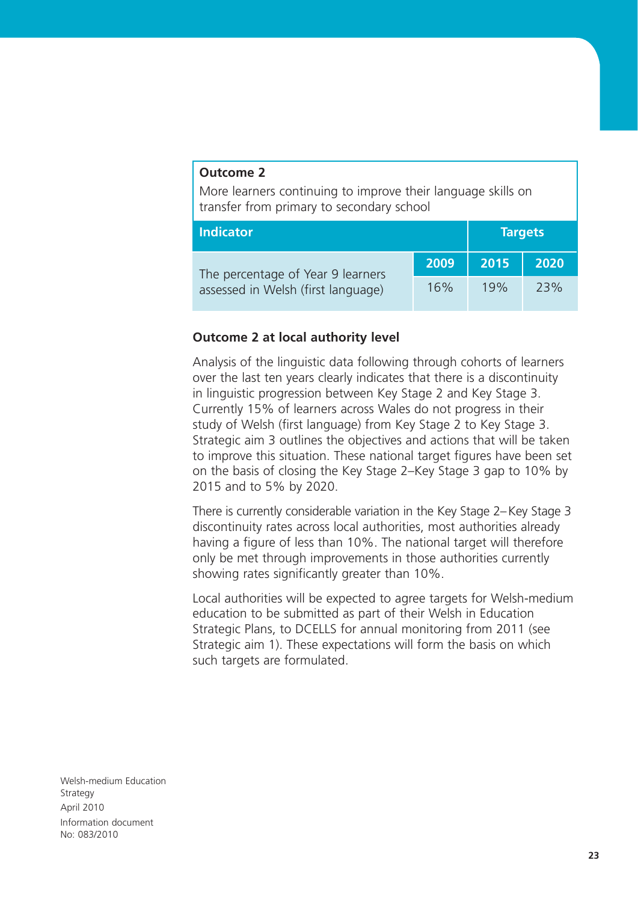**Outcome 2**

More learners continuing to improve their language skills on transfer from primary to secondary school

| Indicator | Targets | | |
|---|---|---|---|
| | 2009 | 2015 | 2020 |
| The percentage of Year 9 learners assessed in Welsh (first language) | 16% | 19% | 23% |

### Outcome 2 at local authority level

Analysis of the linguistic data following through cohorts of learners over the last ten years clearly indicates that there is a discontinuity in linguistic progression between Key Stage 2 and Key Stage 3. Currently 15% of learners across Wales do not progress in their study of Welsh (first language) from Key Stage 2 to Key Stage 3. Strategic aim 3 outlines the objectives and actions that will be taken to improve this situation. These national target figures have been set on the basis of closing the Key Stage 2–Key Stage 3 gap to 10% by 2015 and to 5% by 2020.

There is currently considerable variation in the Key Stage 2–Key Stage 3 discontinuity rates across local authorities, most authorities already having a figure of less than 10%. The national target will therefore only be met through improvements in those authorities currently showing rates significantly greater than 10%.

Local authorities will be expected to agree targets for Welsh-medium education to be submitted as part of their Welsh in Education Strategic Plans, to DCELLS for annual monitoring from 2011 (see Strategic aim 1). These expectations will form the basis on which such targets are formulated.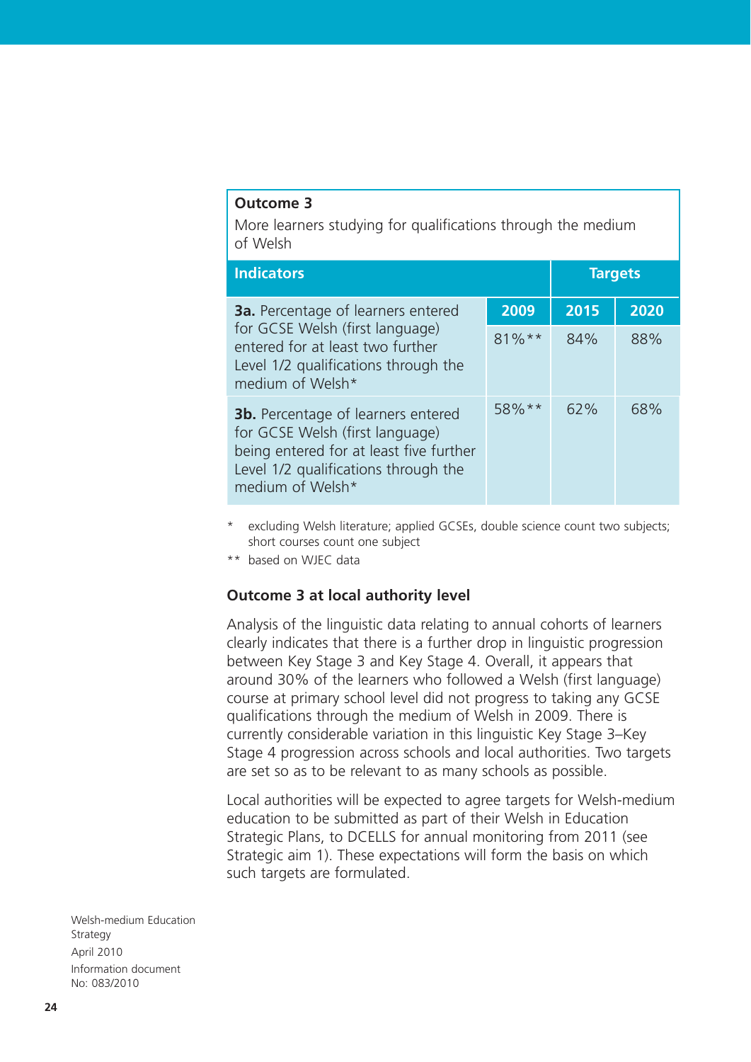**Outcome 3**

More learners studying for qualifications through the medium of Welsh

| Indicators | 2009 | Targets 2015 | Targets 2020 |
|---|---|---|---|
| **3a.** Percentage of learners entered for GCSE Welsh (first language) entered for at least two further Level 1/2 qualifications through the medium of Welsh* | 81%** | 84% | 88% |
| **3b.** Percentage of learners entered for GCSE Welsh (first language) being entered for at least five further Level 1/2 qualifications through the medium of Welsh* | 58%** | 62% | 68% |

\* excluding Welsh literature; applied GCSEs, double science count two subjects; short courses count one subject

\*\* based on WJEC data

### Outcome 3 at local authority level

Analysis of the linguistic data relating to annual cohorts of learners clearly indicates that there is a further drop in linguistic progression between Key Stage 3 and Key Stage 4. Overall, it appears that around 30% of the learners who followed a Welsh (first language) course at primary school level did not progress to taking any GCSE qualifications through the medium of Welsh in 2009. There is currently considerable variation in this linguistic Key Stage 3–Key Stage 4 progression across schools and local authorities. Two targets are set so as to be relevant to as many schools as possible.

Local authorities will be expected to agree targets for Welsh-medium education to be submitted as part of their Welsh in Education Strategic Plans, to DCELLS for annual monitoring from 2011 (see Strategic aim 1). These expectations will form the basis on which such targets are formulated.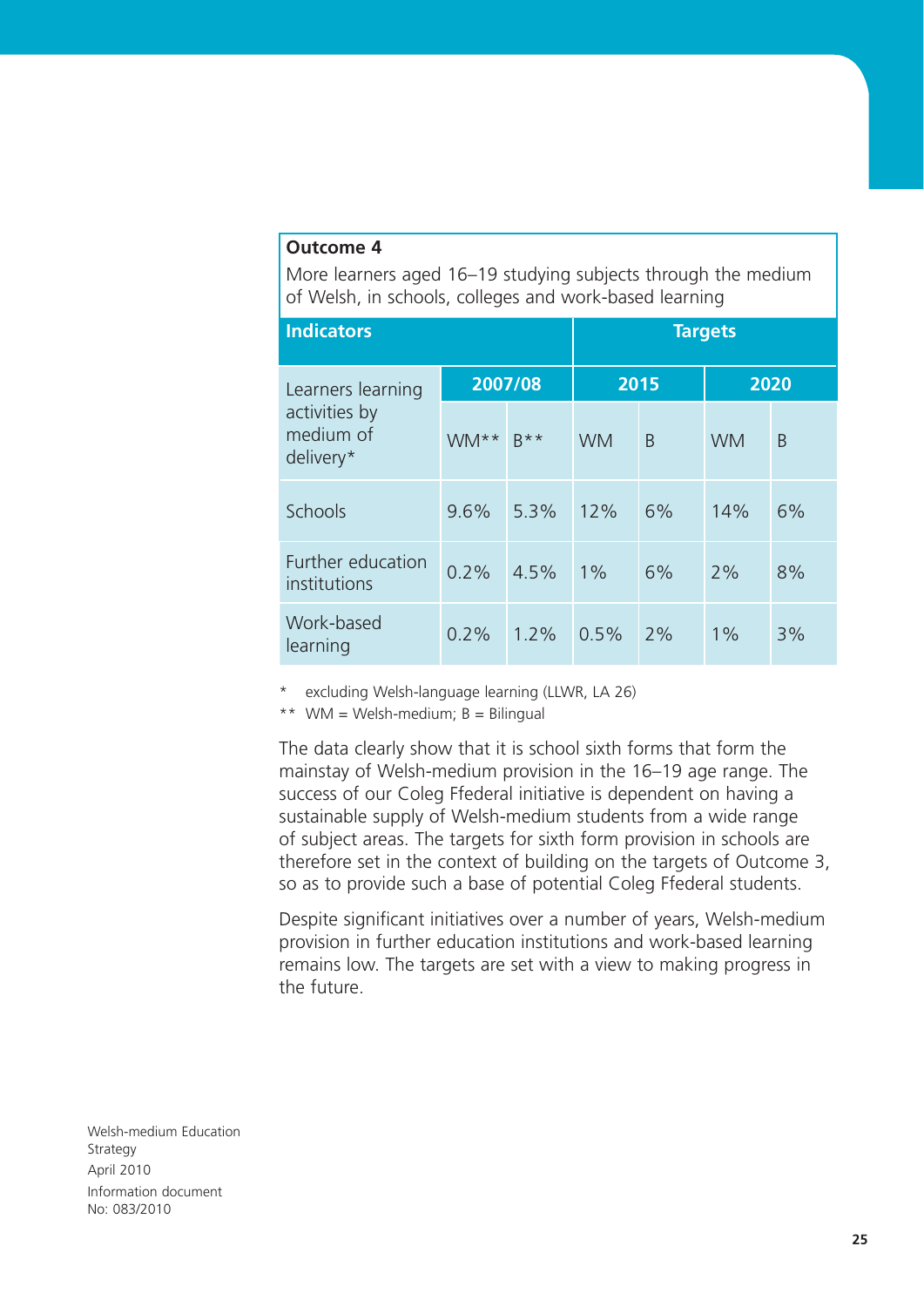**Outcome 4**

More learners aged 16–19 studying subjects through the medium of Welsh, in schools, colleges and work-based learning

| Indicators | | | Targets | | | |
|---|---|---|---|---|---|---|
| Learners learning activities by medium of delivery* | 2007/08 | | 2015 | | 2020 | |
| | WM** | B** | WM | B | WM | B |
| Schools | 9.6% | 5.3% | 12% | 6% | 14% | 6% |
| Further education institutions | 0.2% | 4.5% | 1% | 6% | 2% | 8% |
| Work-based learning | 0.2% | 1.2% | 0.5% | 2% | 1% | 3% |

\* excluding Welsh-language learning (LLWR, LA 26)

\*\* WM = Welsh-medium; B = Bilingual

The data clearly show that it is school sixth forms that form the mainstay of Welsh-medium provision in the 16–19 age range. The success of our Coleg Ffederal initiative is dependent on having a sustainable supply of Welsh-medium students from a wide range of subject areas. The targets for sixth form provision in schools are therefore set in the context of building on the targets of Outcome 3, so as to provide such a base of potential Coleg Ffederal students.

Despite significant initiatives over a number of years, Welsh-medium provision in further education institutions and work-based learning remains low. The targets are set with a view to making progress in the future.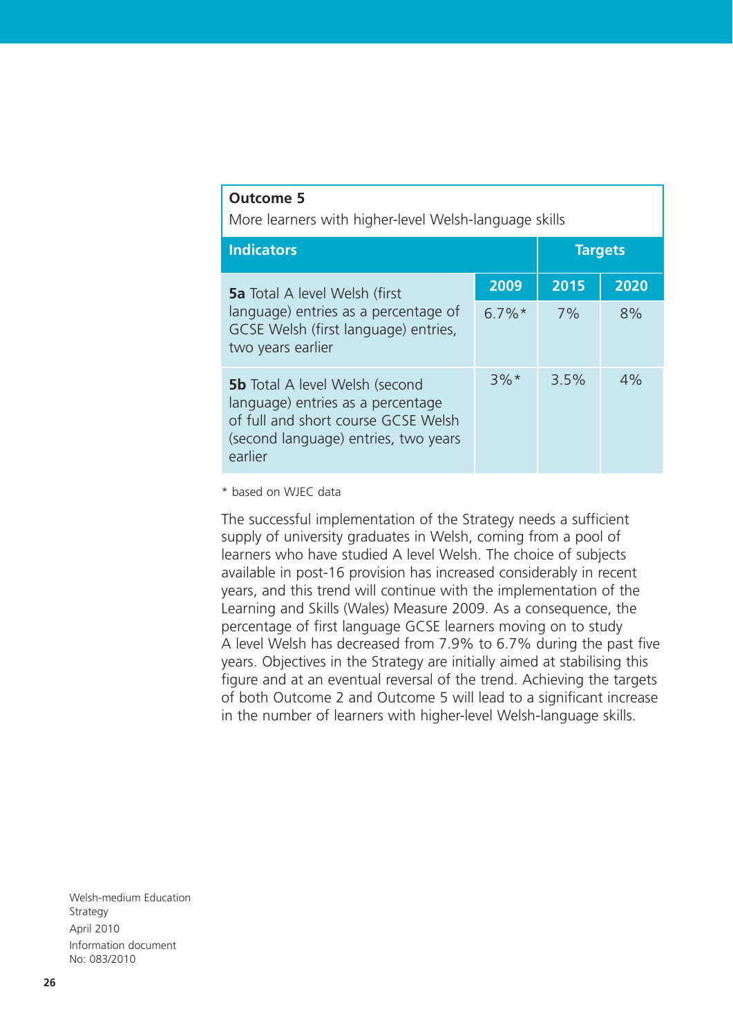**Outcome 5**

More learners with higher-level Welsh-language skills

| Indicators | Targets | | |
|---|---|---|---|
| | 2009 | 2015 | 2020 |
| **5a** Total A level Welsh (first language) entries as a percentage of GCSE Welsh (first language) entries, two years earlier | 6.7%* | 7% | 8% |
| **5b** Total A level Welsh (second language) entries as a percentage of full and short course GCSE Welsh (second language) entries, two years earlier | 3%* | 3.5% | 4% |

\* based on WJEC data

The successful implementation of the Strategy needs a sufficient supply of university graduates in Welsh, coming from a pool of learners who have studied A level Welsh. The choice of subjects available in post-16 provision has increased considerably in recent years, and this trend will continue with the implementation of the Learning and Skills (Wales) Measure 2009. As a consequence, the percentage of first language GCSE learners moving on to study A level Welsh has decreased from 7.9% to 6.7% during the past five years. Objectives in the Strategy are initially aimed at stabilising this figure and at an eventual reversal of the trend. Achieving the targets of both Outcome 2 and Outcome 5 will lead to a significant increase in the number of learners with higher-level Welsh-language skills.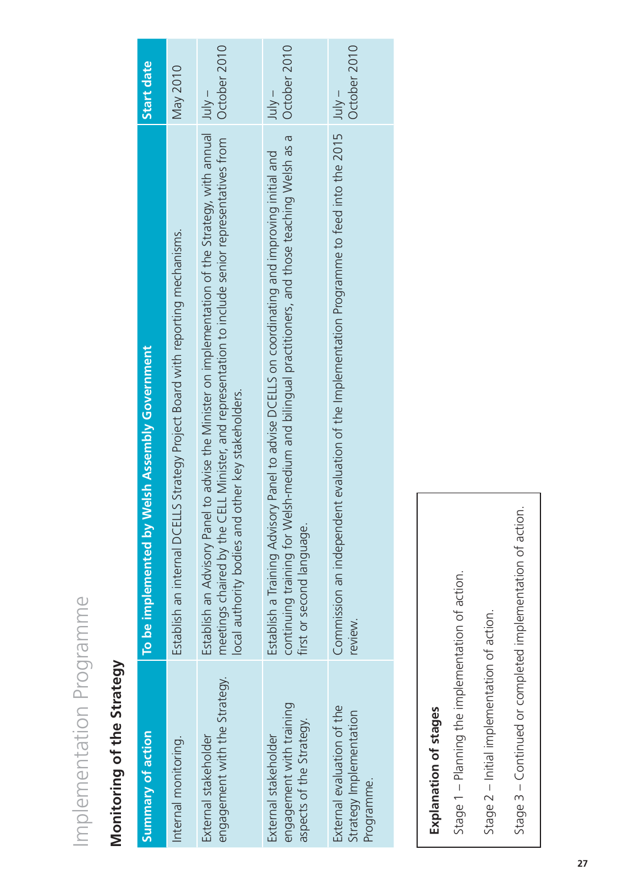# Implementation Programme

## Monitoring of the Strategy

| Summary of action | To be implemented by Welsh Assembly Government | Start date |
|---|---|---|
| Internal monitoring. | Establish an internal DCELLS Strategy Project Board with reporting mechanisms. | May 2010 |
| External stakeholder engagement with the Strategy. | Establish an Advisory Panel to advise the Minister on implementation of the Strategy, with annual meetings chaired by the CELL Minister, and representation to include senior representatives from local authority bodies and other key stakeholders. | July – October 2010 |
| External stakeholder engagement with training aspects of the Strategy. | Establish a Training Advisory Panel to advise DCELLS on coordinating and improving initial and continuing training for Welsh-medium and bilingual practitioners, and those teaching Welsh as a first or second language. | July – October 2010 |
| External evaluation of the Strategy Implementation Programme. | Commission an independent evaluation of the Implementation Programme to feed into the 2015 review. | July – October 2010 |

**Explanation of stages**

Stage 1 – Planning the implementation of action.

Stage 2 – Initial implementation of action.

Stage 3 – Continued or completed implementation of action.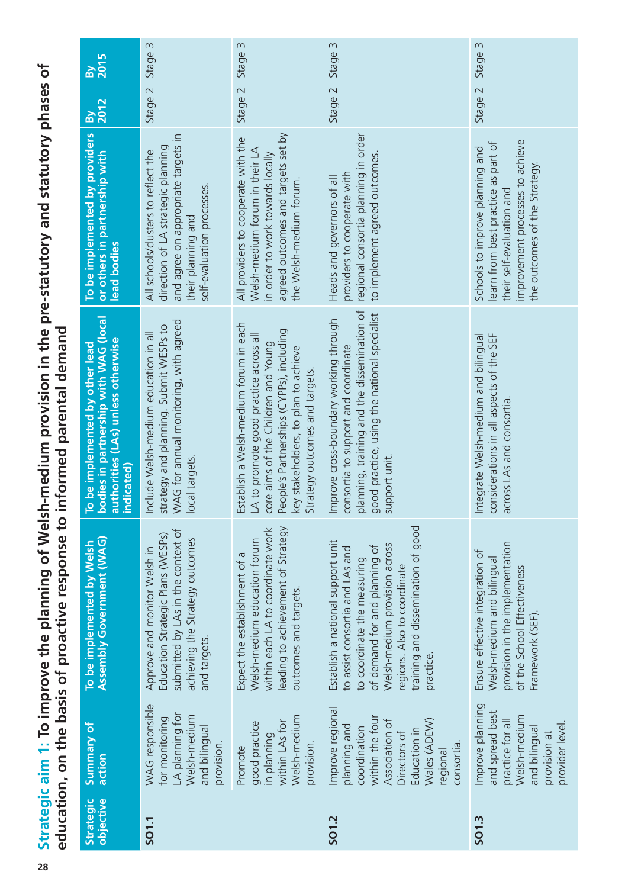## Strategic aim 1: To improve the planning of Welsh-medium provision in the pre-statutory and statutory phases of education, on the basis of proactive response to informed parental demand

| Strategic objective | Summary of action | To be implemented by Welsh Assembly Government (WAG) | To be implemented by other lead bodies in partnership with WAG (local authorities (LAs) unless otherwise indicated) | To be implemented by providers or others in partnership with lead bodies | By 2012 | By 2015 |
|---|---|---|---|---|---|---|
| **SO1.1** | WAG responsible for monitoring LA planning for Welsh-medium and bilingual provision. | Approve and monitor Welsh in Education Strategic Plans (WESPs) submitted by LAs in the context of achieving the Strategy outcomes and targets. | Include Welsh-medium education in all strategy and planning. Submit WESPs to WAG for annual monitoring, with agreed local targets. | All schools/clusters to reflect the direction of LA strategic planning and agree on appropriate targets in their planning and self-evaluation processes. | Stage 2 | Stage 3 |
| | Promote good practice in planning within LAs for Welsh-medium provision. | Expect the establishment of a Welsh-medium education forum within each LA to coordinate work leading to achievement of Strategy outcomes and targets. | Establish a Welsh-medium forum in each LA to promote good practice across all core aims of the Children and Young People's Partnerships (CYPPs), including key stakeholders, to plan to achieve Strategy outcomes and targets. | All providers to cooperate with the Welsh-medium forum in their LA in order to work towards locally agreed outcomes and targets set by the Welsh-medium forum. | Stage 2 | Stage 3 |
| **SO1.2** | Improve regional planning and coordination within the four Association of Directors of Education in Wales (ADEW) regional consortia. | Establish a national support unit to assist consortia and LAs and to coordinate the measuring of demand for and planning of Welsh-medium provision across regions. Also to coordinate training and dissemination of good practice. | Improve cross-boundary working through consortia to support and coordinate planning, training and the dissemination of good practice, using the national specialist support unit. | Heads and governors of all providers to cooperate with regional consortia planning in order to implement agreed outcomes. | Stage 2 | Stage 3 |
| **SO1.3** | Improve planning and spread best practice for all Welsh-medium and bilingual provision at provider level. | Ensure effective integration of Welsh-medium and bilingual provision in the implementation of the School Effectiveness Framework (SEF). | Integrate Welsh-medium and bilingual considerations in all aspects of the SEF across LAs and consortia. | Schools to improve planning and learn from best practice as part of their self-evaluation and improvement processes to achieve the outcomes of the Strategy. | Stage 2 | Stage 3 |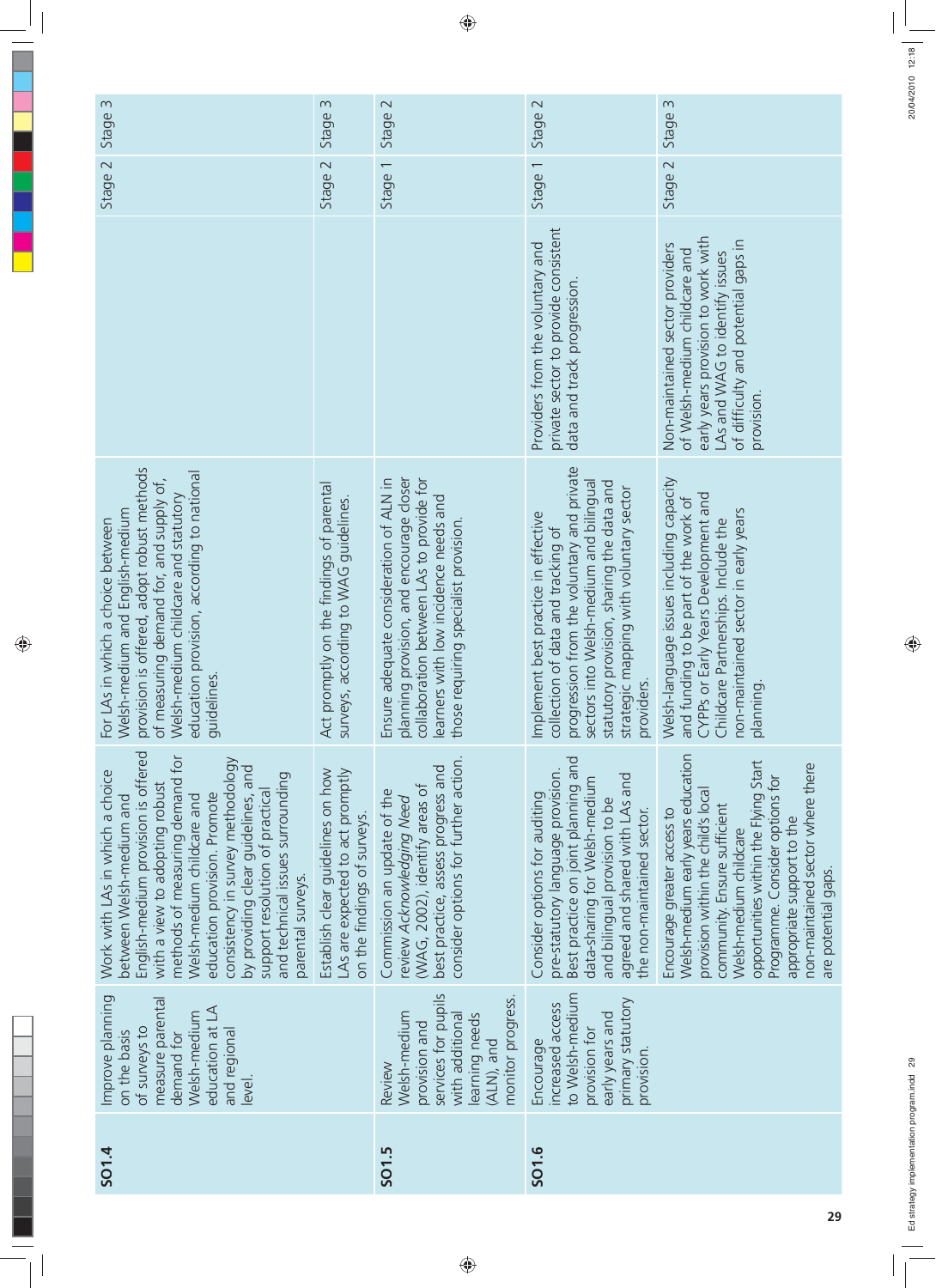| | | | | | | |
|---|---|---|---|---|---|---|
| **SO1.4** | Improve planning on the basis of surveys to measure parental demand for Welsh-medium education at LA and regional level. | Work with LAs in which a choice between Welsh-medium and English-medium provision is offered with a view to adopting robust methods of measuring demand for Welsh-medium childcare and education provision. Promote consistency in survey methodology by providing clear guidelines, and support resolution of practical and technical issues surrounding parental surveys. | For LAs in which a choice between Welsh-medium and English-medium provision is offered, adopt robust methods of measuring demand for, and supply of, Welsh-medium childcare and statutory education provision, according to national guidelines. | | Stage 2 | Stage 3 |
| | | Establish clear guidelines on how LAs are expected to act promptly on the findings of surveys. | Act promptly on the findings of parental surveys, according to WAG guidelines. | | Stage 2 | Stage 3 |
| **SO1.5** | Review Welsh-medium provision and services for pupils with additional learning needs (ALN), and monitor progress. | Commission an update of the review *Acknowledging Need* (WAG, 2002), identify areas of best practice, assess progress and consider options for further action. | Ensure adequate consideration of ALN in planning provision, and encourage closer collaboration between LAs to provide for learners with low incidence needs and those requiring specialist provision. | | Stage 1 | Stage 2 |
| **SO1.6** | Encourage increased access to Welsh-medium provision for early years and primary statutory provision. | Consider options for auditing pre-statutory language provision. Best practice on joint planning and data-sharing for Welsh-medium and bilingual provision to be agreed and shared with LAs and the non-maintained sector. | Implement best practice in effective collection of data and tracking of progression from the voluntary and private sectors into Welsh-medium and bilingual statutory provision, sharing the data and strategic mapping with voluntary sector providers. | Providers from the voluntary and private sector to provide consistent data and track progression. | Stage 1 | Stage 2 |
| | | Encourage greater access to Welsh-medium early years education provision within the child's local community. Ensure sufficient Welsh-medium childcare opportunities within the Flying Start Programme. Consider options for appropriate support to the non-maintained sector where there are potential gaps. | Welsh-language issues including capacity and funding to be part of the work of CYPPs or Early Years Development and Childcare Partnerships. Include the non-maintained sector in early years planning. | Non-maintained sector providers of Welsh-medium childcare and early years provision to work with LAs and WAG to identify issues of difficulty and potential gaps in provision. | Stage 2 | Stage 3 |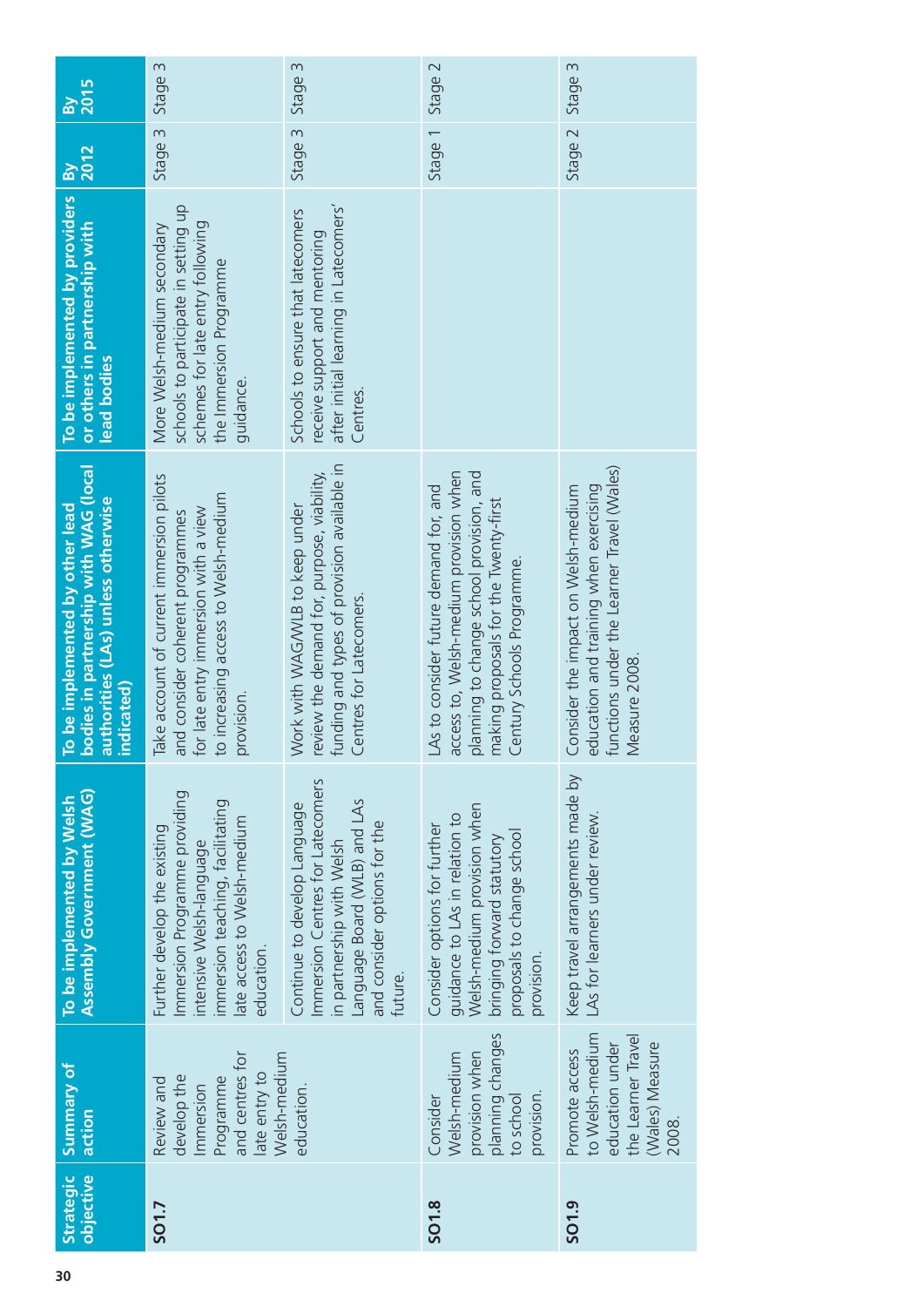| Strategic objective | Summary of action | To be implemented by Welsh Assembly Government (WAG) | To be implemented by other lead bodies in partnership with WAG (local authorities (LAs) unless otherwise indicated) | To be implemented by providers or others in partnership with lead bodies | By 2012 | By 2015 |
|---|---|---|---|---|---|---|
| **SO1.7** | Review and develop the Immersion Programme and centres for late entry to Welsh-medium education. | Further develop the existing Immersion Programme providing intensive Welsh-language immersion teaching, facilitating late access to Welsh-medium education. | Take account of current immersion pilots and consider coherent programmes for late entry immersion with a view to increasing access to Welsh-medium provision. | More Welsh-medium secondary schools to participate in setting up schemes for late entry following the Immersion Programme guidance. | Stage 3 | Stage 3 |
| | | Continue to develop Language Immersion Centres for Latecomers in partnership with Welsh Language Board (WLB) and LAs and consider options for the future. | Work with WAG/WLB to keep under review the demand for, purpose, viability, funding and types of provision available in Centres for Latecomers. | Schools to ensure that latecomers receive support and mentoring after initial learning in Latecomers' Centres. | Stage 3 | Stage 3 |
| **SO1.8** | Consider Welsh-medium provision when planning changes to school provision. | Consider options for further guidance to LAs in relation to Welsh-medium provision when bringing forward statutory proposals to change school provision. | LAs to consider future demand for, and access to, Welsh-medium provision when planning to change school provision, and making proposals for the Twenty-first Century Schools Programme. | | Stage 1 | Stage 2 |
| **SO1.9** | Promote access to Welsh-medium education under the Learner Travel (Wales) Measure 2008. | Keep travel arrangements made by LAs for learners under review. | Consider the impact on Welsh-medium education and training when exercising functions under the Learner Travel (Wales) Measure 2008. | | Stage 2 | Stage 3 |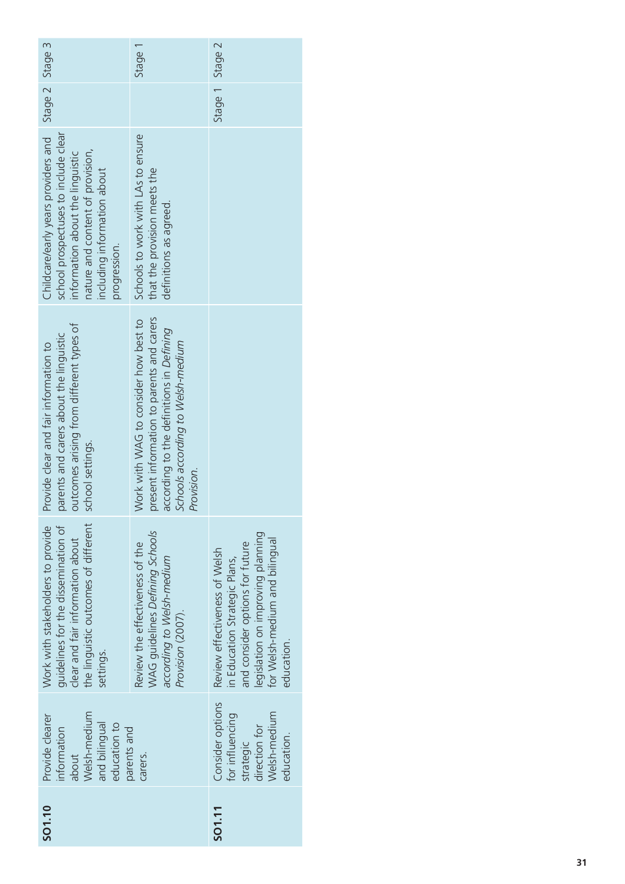| | | | | | | |
|---|---|---|---|---|---|---|
| **SO1.10** | Provide clearer information about Welsh-medium and bilingual education to parents and carers. | Work with stakeholders to provide guidelines for the dissemination of clear and fair information about the linguistic outcomes of different settings. | Provide clear and fair information to parents and carers about the linguistic outcomes arising from different types of school settings. | Childcare/early years providers and school prospectuses to include clear information about the linguistic nature and content of provision, including information about progression. | Stage 2 | Stage 3 |
| | | Review the effectiveness of the WAG guidelines *Defining Schools according to Welsh-medium Provision* (2007). | Work with WAG to consider how best to present information to parents and carers according to the definitions in *Defining Schools according to Welsh-medium Provision*. | Schools to work with LAs to ensure that the provision meets the definitions as agreed. | | Stage 1 |
| **SO1.11** | Consider options for influencing strategic direction for Welsh-medium education. | Review effectiveness of Welsh in Education Strategic Plans, and consider options for future legislation on improving planning for Welsh-medium and bilingual education. | | | Stage 1 | Stage 2 |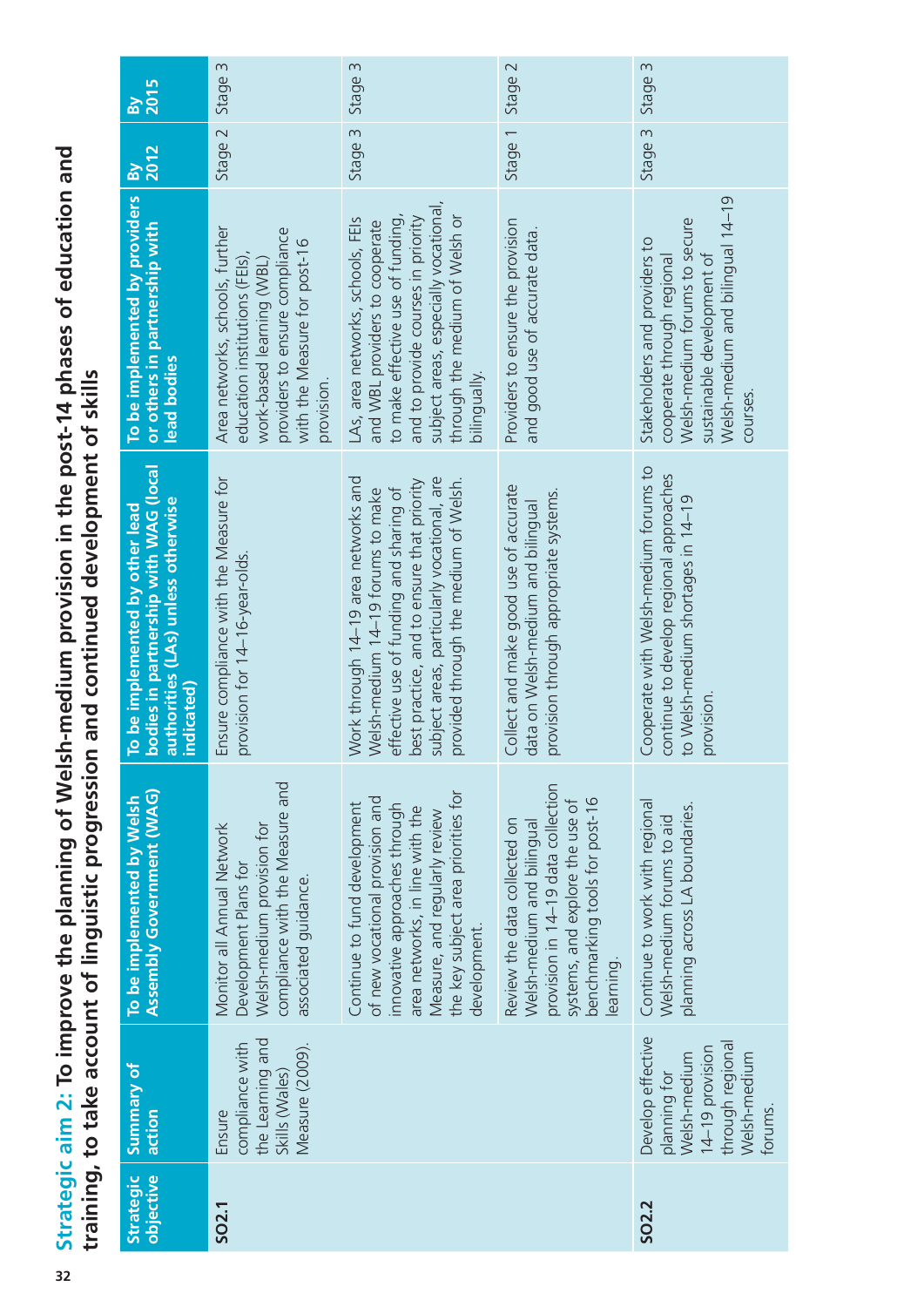## Strategic aim 2: To improve the planning of Welsh-medium provision in the post-14 phases of education and training, to take account of linguistic progression and continued development of skills

| Strategic objective | Summary of action | To be implemented by Welsh Assembly Government (WAG) | To be implemented by other lead bodies in partnership with WAG (local authorities (LAs) unless otherwise indicated) | To be implemented by providers or others in partnership with lead bodies | By 2012 | By 2015 |
|---|---|---|---|---|---|---|
| **SO2.1** | Ensure compliance with the Learning and Skills (Wales) Measure (2009). | Monitor all Annual Network Development Plans for Welsh-medium provision for compliance with the Measure and associated guidance. | Ensure compliance with the Measure for provision for 14–16-year-olds. | Area networks, schools, further education institutions (FEIs), work-based learning (WBL) providers to ensure compliance with the Measure for post-16 provision. | Stage 2 | Stage 3 |
| | | Continue to fund development of new vocational provision and innovative approaches through area networks, in line with the Measure, and regularly review the key subject area priorities for development. | Work through 14–19 area networks and Welsh-medium 14–19 forums to make effective use of funding and sharing of best practice, and to ensure that priority subject areas, particularly vocational, are provided through the medium of Welsh. | LAs, area networks, schools, FEIs and WBL providers to cooperate to make effective use of funding, and to provide courses in priority subject areas, especially vocational, through the medium of Welsh or bilingually. | Stage 3 | Stage 3 |
| | | Review the data collected on Welsh-medium and bilingual provision in 14–19 data collection systems, and explore the use of benchmarking tools for post-16 learning. | Collect and make good use of accurate data on Welsh-medium and bilingual provision through appropriate systems. | Providers to ensure the provision and good use of accurate data. | Stage 1 | Stage 2 |
| **SO2.2** | Develop effective planning for Welsh-medium 14–19 provision through regional Welsh-medium forums. | Continue to work with regional Welsh-medium forums to aid planning across LA boundaries. | Cooperate with Welsh-medium forums to continue to develop regional approaches to Welsh-medium shortages in 14–19 provision. | Stakeholders and providers to cooperate through regional Welsh-medium forums to secure sustainable development of Welsh-medium and bilingual 14–19 courses. | Stage 3 | Stage 3 |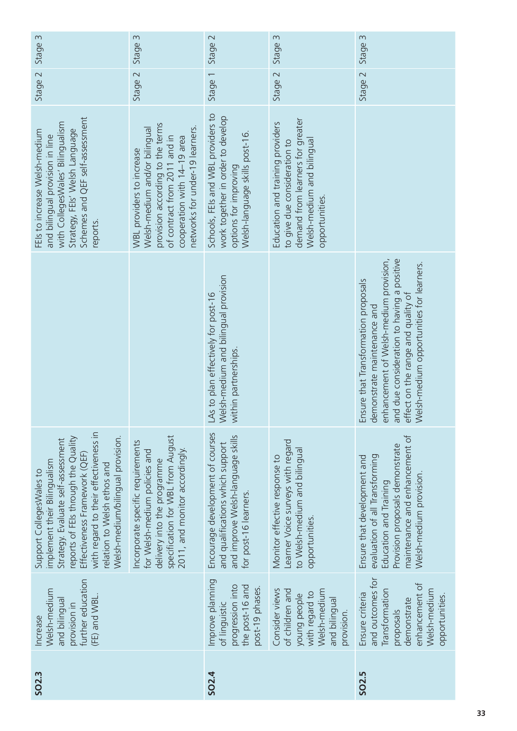| | | | | | | |
|---|---|---|---|---|---|---|
| **SO2.3** | Increase Welsh-medium and bilingual provision in further education (FE) and WBL. | Support CollegesWales to implement their Bilingualism Strategy. Evaluate self-assessment reports of FEIs through the Quality Effectiveness Framework (QEF) with regard to their effectiveness in relation to Welsh ethos and Welsh-medium/bilingual provision. | | FEIs to increase Welsh-medium and bilingual provision in line with CollegesWales' Bilingualism Strategy, FEIs' Welsh Language Schemes and QEF self-assessment reports. | Stage 2 | Stage 3 |
| | | Incorporate specific requirements for Welsh-medium policies and delivery into the programme specification for WBL from August 2011, and monitor accordingly. | | WBL providers to increase Welsh-medium and/or bilingual provision according to the terms of contract from 2011 and in cooperation with 14–19 area networks for under-19 learners. | Stage 2 | Stage 3 |
| **SO2.4** | Improve planning of linguistic progression into the post-16 and post-19 phases. | Encourage development of courses and qualifications which support and improve Welsh-language skills for post-16 learners. | LAs to plan effectively for post-16 Welsh-medium and bilingual provision within partnerships. | Schools, FEIs and WBL providers to work together in order to develop options for improving Welsh-language skills post-16. | Stage 1 | Stage 2 |
| | Consider views of children and young people with regard to Welsh-medium and bilingual provision. | Monitor effective response to Learner Voice surveys with regard to Welsh-medium and bilingual opportunities. | | Education and training providers to give due consideration to demand from learners for greater Welsh-medium and bilingual opportunities. | Stage 2 | Stage 3 |
| **SO2.5** | Ensure criteria and outcomes for Transformation proposals demonstrate enhancement of Welsh-medium opportunities. | Ensure that development and evaluation of all Transforming Education and Training Provision proposals demonstrate maintenance and enhancement of Welsh-medium provision. | Ensure that Transformation proposals demonstrate maintenance and enhancement of Welsh-medium provision, and due consideration to having a positive effect on the range and quality of Welsh-medium opportunities for learners. | | Stage 2 | Stage 3 |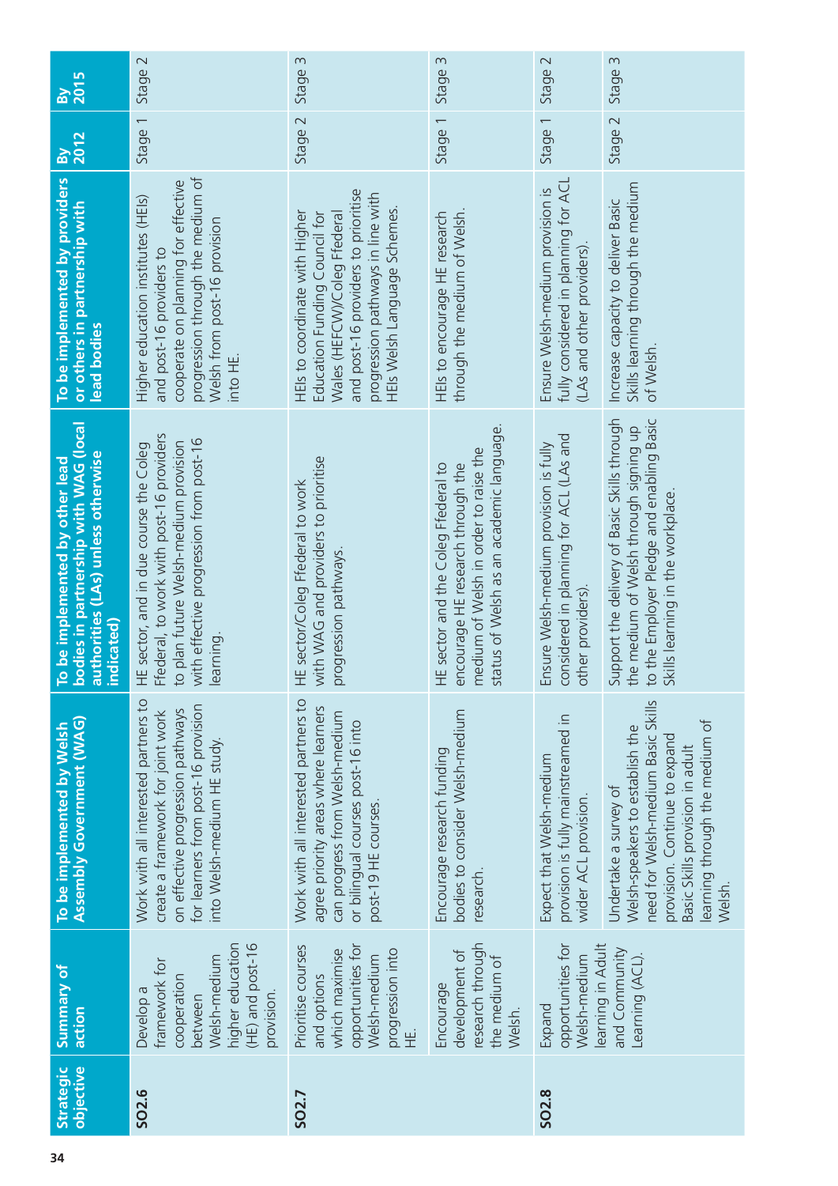| Strategic objective | Summary of action | To be implemented by Welsh Assembly Government (WAG) | To be implemented by other lead bodies in partnership with WAG (local authorities (LAs) unless otherwise indicated) | To be implemented by providers or others in partnership with lead bodies | By 2012 | By 2015 |
|---|---|---|---|---|---|---|
| **SO2.6** | Develop a framework for cooperation between Welsh-medium higher education (HE) and post-16 provision. | Work with all interested partners to create a framework for joint work on effective progression pathways for learners from post-16 provision into Welsh-medium HE study. | HE sector, and in due course the Coleg Ffederal, to work with post-16 providers to plan future Welsh-medium provision with effective progression from post-16 learning. | Higher education institutes (HEIs) and post-16 providers to cooperate on planning for effective progression through the medium of Welsh from post-16 provision into HE. | Stage 1 | Stage 2 |
| **SO2.7** | Prioritise courses and options which maximise opportunities for Welsh-medium progression into HE. | Work with all interested partners to agree priority areas where learners can progress from Welsh-medium or bilingual courses post-16 into post-19 HE courses. | HE sector/Coleg Ffederal to work with WAG and providers to prioritise progression pathways. | HEIs to coordinate with Higher Education Funding Council for Wales (HEFCW)/Coleg Ffederal and post-16 providers to prioritise progression pathways in line with HEIs Welsh Language Schemes. | Stage 2 | Stage 3 |
| | Encourage development of research through the medium of Welsh. | Encourage research funding bodies to consider Welsh-medium research. | HE sector and the Coleg Ffederal to encourage HE research through the medium of Welsh in order to raise the status of Welsh as an academic language. | HEIs to encourage HE research through the medium of Welsh. | Stage 1 | Stage 3 |
| **SO2.8** | Expand opportunities for Welsh-medium learning in Adult and Community Learning (ACL). | Expect that Welsh-medium provision is fully mainstreamed in wider ACL provision. | Ensure Welsh-medium provision is fully considered in planning for ACL (LAs and other providers). | Ensure Welsh-medium provision is fully considered in planning for ACL (LAs and other providers). | Stage 1 | Stage 2 |
| | | Undertake a survey of Welsh-speakers to establish the need for Welsh-medium Basic Skills provision. Continue to expand Basic Skills provision in adult learning through the medium of Welsh. | Support the delivery of Basic Skills through the medium of Welsh through signing up to the Employer Pledge and enabling Basic Skills learning in the workplace. | Increase capacity to deliver Basic Skills learning through the medium of Welsh. | Stage 2 | Stage 3 |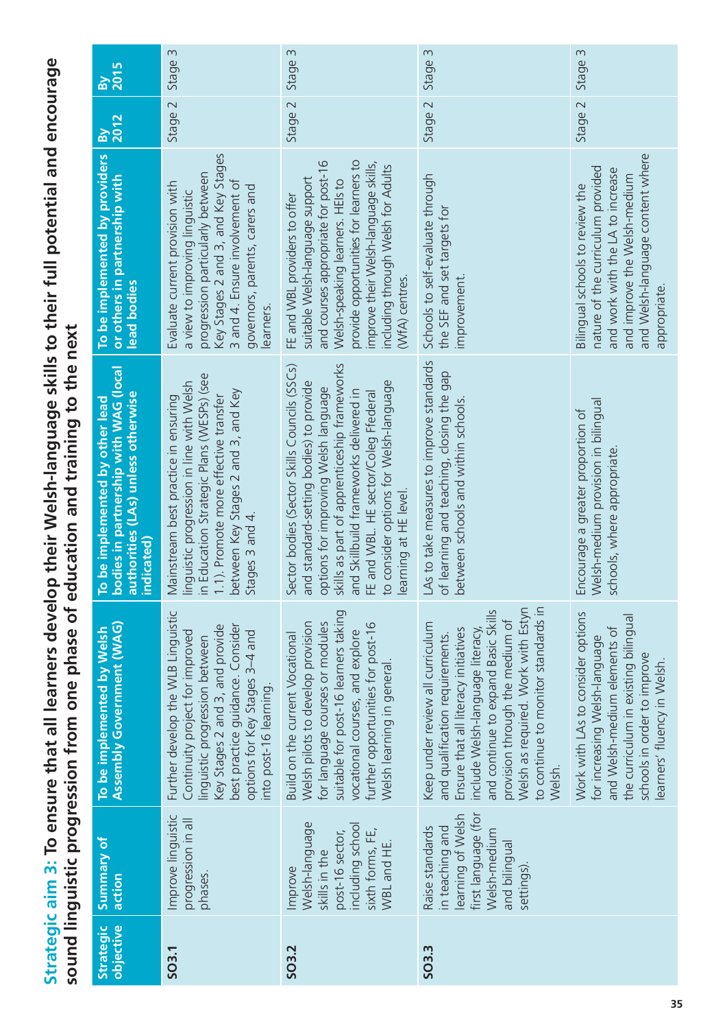## Strategic aim 3: To ensure that all learners develop their Welsh-language skills to their full potential and encourage sound linguistic progression from one phase of education and training to the next

| Strategic objective | Summary of action | To be implemented by Welsh Assembly Government (WAG) | To be implemented by other lead bodies in partnership with WAG (local authorities (LAs) unless otherwise indicated) | To be implemented by providers or others in partnership with lead bodies | By 2012 | By 2015 |
|---|---|---|---|---|---|---|
| **SO3.1** | Improve linguistic progression in all phases. | Further develop the WLB Linguistic Continuity project for improved linguistic progression between Key Stages 2 and 3, and provide best practice guidance. Consider options for Key Stages 3–4 and into post-16 learning. | Mainstream best practice in ensuring linguistic progression in line with Welsh in Education Strategic Plans (WESPs) (see 1.1). Promote more effective transfer between Key Stages 2 and 3, and Key Stages 3 and 4. | Evaluate current provision with a view to improving linguistic progression particularly between Key Stages 2 and 3, and Key Stages 3 and 4. Ensure involvement of governors, parents, carers and learners. | Stage 2 | Stage 3 |
| **SO3.2** | Improve Welsh-language skills in the post-16 sector, including school sixth forms, FE, WBL and HE. | Build on the current Vocational Welsh pilots to develop provision for language courses or modules suitable for post-16 learners taking vocational courses, and explore further opportunities for post-16 Welsh learning in general. | Sector bodies (Sector Skills Councils (SSCs) and standard-setting bodies) to provide options for improving Welsh language skills as part of apprenticeship frameworks and Skillbuild frameworks delivered in FE and WBL. HE sector/Coleg Ffederal to consider options for Welsh-language learning at HE level. | FE and WBL providers to offer suitable Welsh-language support and courses appropriate for post-16 Welsh-speaking learners. HEIs to provide opportunities for learners to improve their Welsh-language skills, including through Welsh for Adults (WfA) centres. | Stage 2 | Stage 3 |
| **SO3.3** | Raise standards in teaching and learning of Welsh first language (for Welsh-medium and bilingual settings). | Keep under review all curriculum and qualification requirements. Ensure that all literacy initiatives include Welsh-language literacy, and continue to expand Basic Skills provision through the medium of Welsh as required. Work with Estyn to continue to monitor standards in Welsh. | LAs to take measures to improve standards of learning and teaching, closing the gap between schools and within schools. | Schools to self-evaluate through the SEF and set targets for improvement. | Stage 2 | Stage 3 |
| | | Work with LAs to consider options for increasing Welsh-language and Welsh-medium elements of the curriculum in existing bilingual schools in order to improve learners' fluency in Welsh. | Encourage a greater proportion of Welsh-medium provision in bilingual schools, where appropriate. | Bilingual schools to review the nature of the curriculum provided and work with the LA to increase and improve the Welsh-medium and Welsh-language content where appropriate. | Stage 2 | Stage 3 |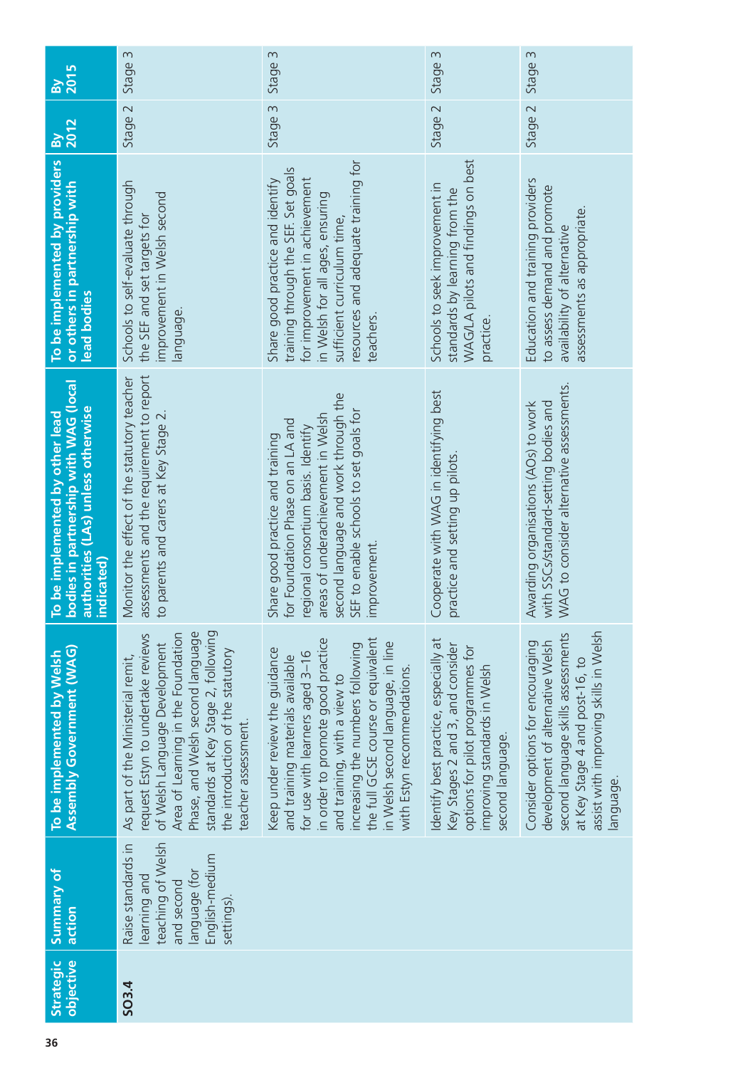| Strategic objective | Summary of action | To be implemented by Welsh Assembly Government (WAG) | To be implemented by other lead bodies in partnership with WAG (local authorities (LAs) unless otherwise indicated) | To be implemented by providers or others in partnership with lead bodies | By 2012 | By 2015 |
|---|---|---|---|---|---|---|
| **SO3.4** | Raise standards in learning and teaching of Welsh and second language (for English-medium settings). | As part of the Ministerial remit, request Estyn to undertake reviews of Welsh Language Development Area of Learning in the Foundation Phase, and Welsh second language standards at Key Stage 2, following the introduction of the statutory teacher assessment. | Monitor the effect of the statutory teacher assessments and the requirement to report to parents and carers at Key Stage 2. | Schools to self-evaluate through the SEF and set targets for improvement in Welsh second language. | Stage 2 | Stage 3 |
| | | Keep under review the guidance and training materials available for use with learners aged 3–16 in order to promote good practice and training, with a view to increasing the numbers following the full GCSE course or equivalent in Welsh second language, in line with Estyn recommendations. | Share good practice and training for Foundation Phase on an LA and regional consortium basis. Identify areas of underachievement in Welsh second language and work through the SEF to enable schools to set goals for improvement. | Share good practice and identify training through the SEF. Set goals for improvement in achievement in Welsh for all ages, ensuring sufficient curriculum time, resources and adequate training for teachers. | Stage 3 | Stage 3 |
| | | Identify best practice, especially at Key Stages 2 and 3, and consider options for pilot programmes for improving standards in Welsh second language. | Cooperate with WAG in identifying best practice and setting up pilots. | Schools to seek improvement in standards by learning from the WAG/LA pilots and findings on best practice. | Stage 2 | Stage 3 |
| | | Consider options for encouraging development of alternative Welsh second language skills assessments at Key Stage 4 and post-16, to assist with improving skills in Welsh language. | Awarding organisations (AOs) to work with SSCs/standard-setting bodies and WAG to consider alternative assessments. | Education and training providers to assess demand and promote availability of alternative assessments as appropriate. | Stage 2 | Stage 3 |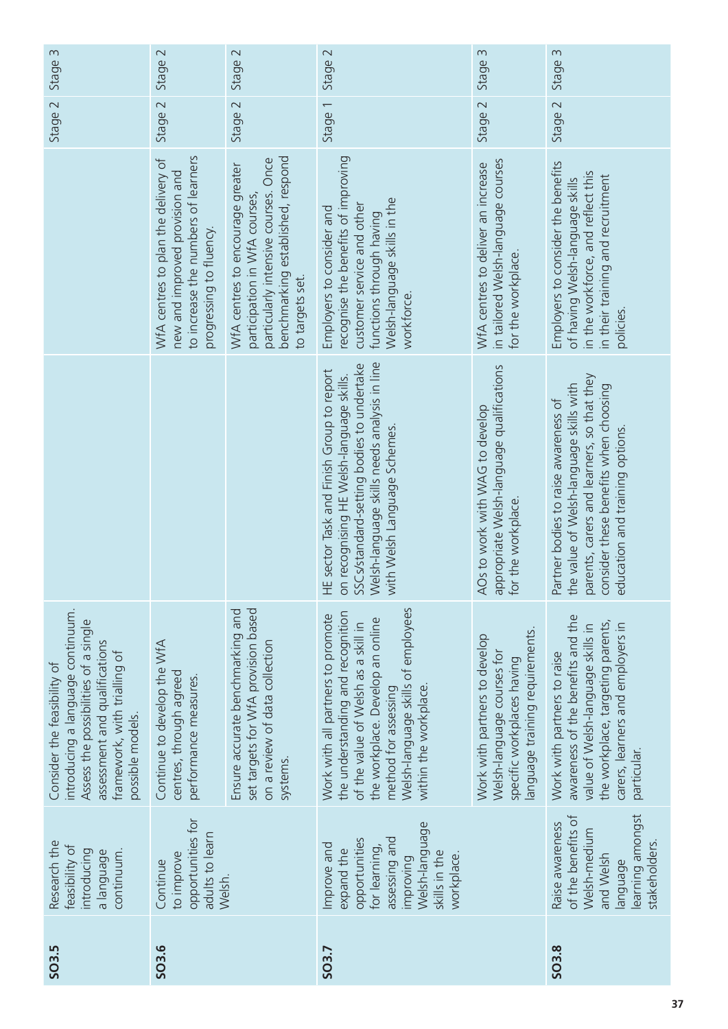| | | | | | | |
|---|---|---|---|---|---|---|
| **SO3.5** | Research the feasibility of introducing a language continuum. | Consider the feasibility of introducing a language continuum. Assess the possibilities of a single assessment and qualifications framework, with trialling of possible models. | | | Stage 2 | Stage 3 |
| **SO3.6** | Continue to improve opportunities for adults to learn Welsh. | Continue to develop the WfA centres, through agreed performance measures. | | WfA centres to plan the delivery of new and improved provision and to increase the numbers of learners progressing to fluency. | Stage 2 | Stage 2 |
| | | Ensure accurate benchmarking and set targets for WfA provision based on a review of data collection systems. | | WfA centres to encourage greater participation in WfA courses, particularly intensive courses. Once benchmarking established, respond to targets set. | Stage 2 | Stage 2 |
| **SO3.7** | Improve and expand the opportunities for learning, assessing and improving Welsh-language skills in the workplace. | Work with all partners to promote the understanding and recognition of the value of Welsh as a skill in the workplace. Develop an online method for assessing Welsh-language skills of employees within the workplace. | HE sector Task and Finish Group to report on recognising HE Welsh-language skills. SSCs/standard-setting bodies to undertake Welsh-language skills needs analysis in line with Welsh Language Schemes. | Employers to consider and recognise the benefits of improving customer service and other functions through having Welsh-language skills in the workforce. | Stage 1 | Stage 2 |
| | | Work with partners to develop Welsh-language courses for specific workplaces having language training requirements. | AOs to work with WAG to develop appropriate Welsh-language qualifications for the workplace. | WfA centres to deliver an increase in tailored Welsh-language courses for the workplace. | Stage 2 | Stage 3 |
| **SO3.8** | Raise awareness of the benefits of Welsh-medium and Welsh language learning amongst stakeholders. | Work with partners to raise awareness of the benefits and the value of Welsh-language skills in the workplace, targeting parents, carers, learners and employers in particular. | Partner bodies to raise awareness of the value of Welsh-language skills with parents, carers and learners, so that they consider these benefits when choosing education and training options. | Employers to consider the benefits of having Welsh-language skills in the workforce, and reflect this in their training and recruitment policies. | Stage 2 | Stage 3 |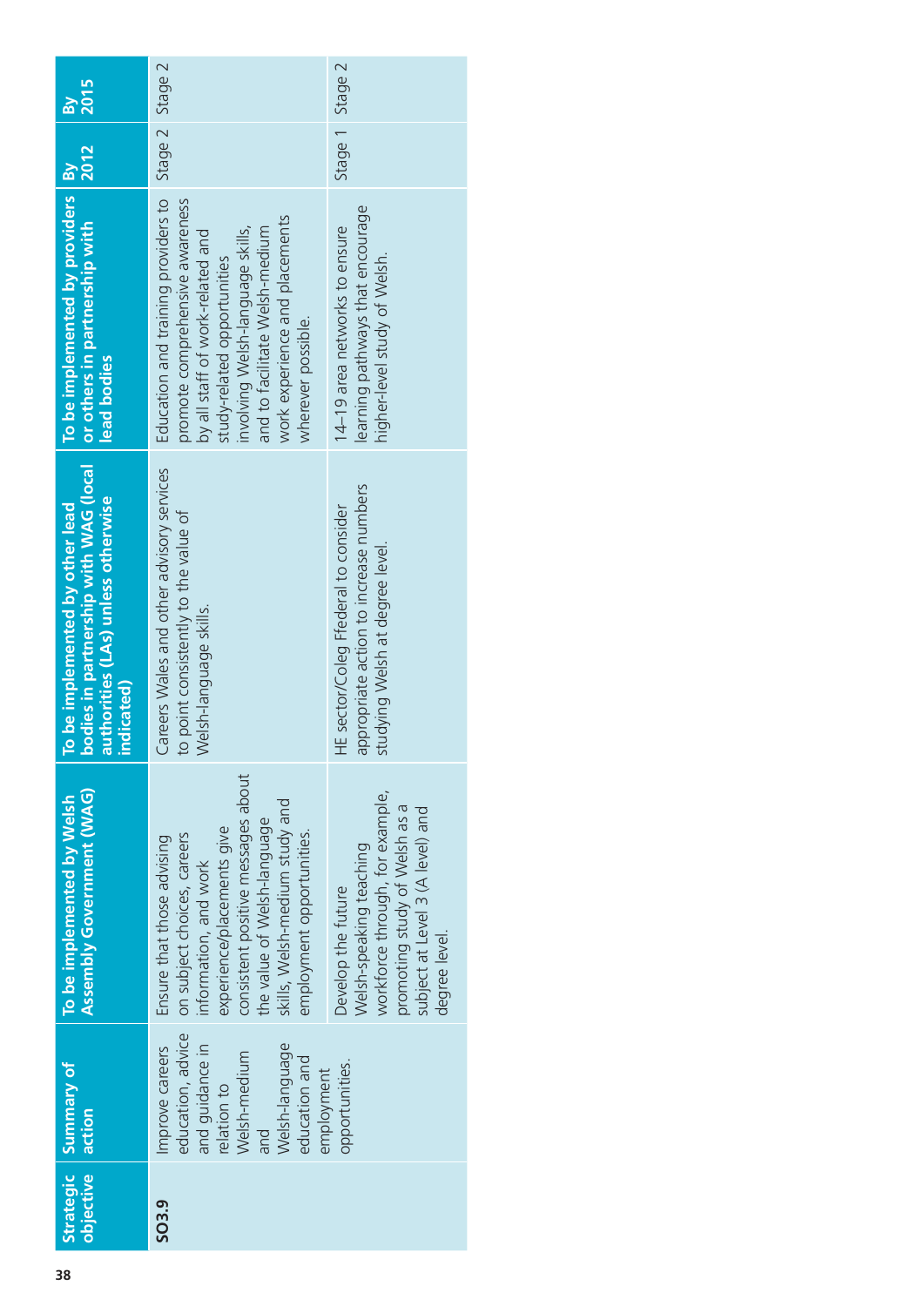| Strategic objective | Summary of action | To be implemented by Welsh Assembly Government (WAG) | To be implemented by other lead bodies in partnership with WAG (local authorities (LAs) unless otherwise indicated) | To be implemented by providers or others in partnership with lead bodies | By 2012 | By 2015 |
|---|---|---|---|---|---|---|
| **SO3.9** | Improve careers education, advice and guidance in relation to Welsh-medium and Welsh-language education and employment opportunities. | Ensure that those advising on subject choices, careers information, and work experience/placements give consistent positive messages about the value of Welsh-language skills, Welsh-medium study and employment opportunities. | Careers Wales and other advisory services to point consistently to the value of Welsh-language skills. | Education and training providers to promote comprehensive awareness by all staff of work-related and study-related opportunities involving Welsh-language skills, and to facilitate Welsh-medium work experience and placements wherever possible. | Stage 2 | Stage 2 |
| | | Develop the future Welsh-speaking teaching workforce through, for example, promoting study of Welsh as a subject at Level 3 (A level) and degree level. | HE sector/Coleg Ffederal to consider appropriate action to increase numbers studying Welsh at degree level. | 14–19 area networks to ensure learning pathways that encourage higher-level study of Welsh. | Stage 1 | Stage 2 |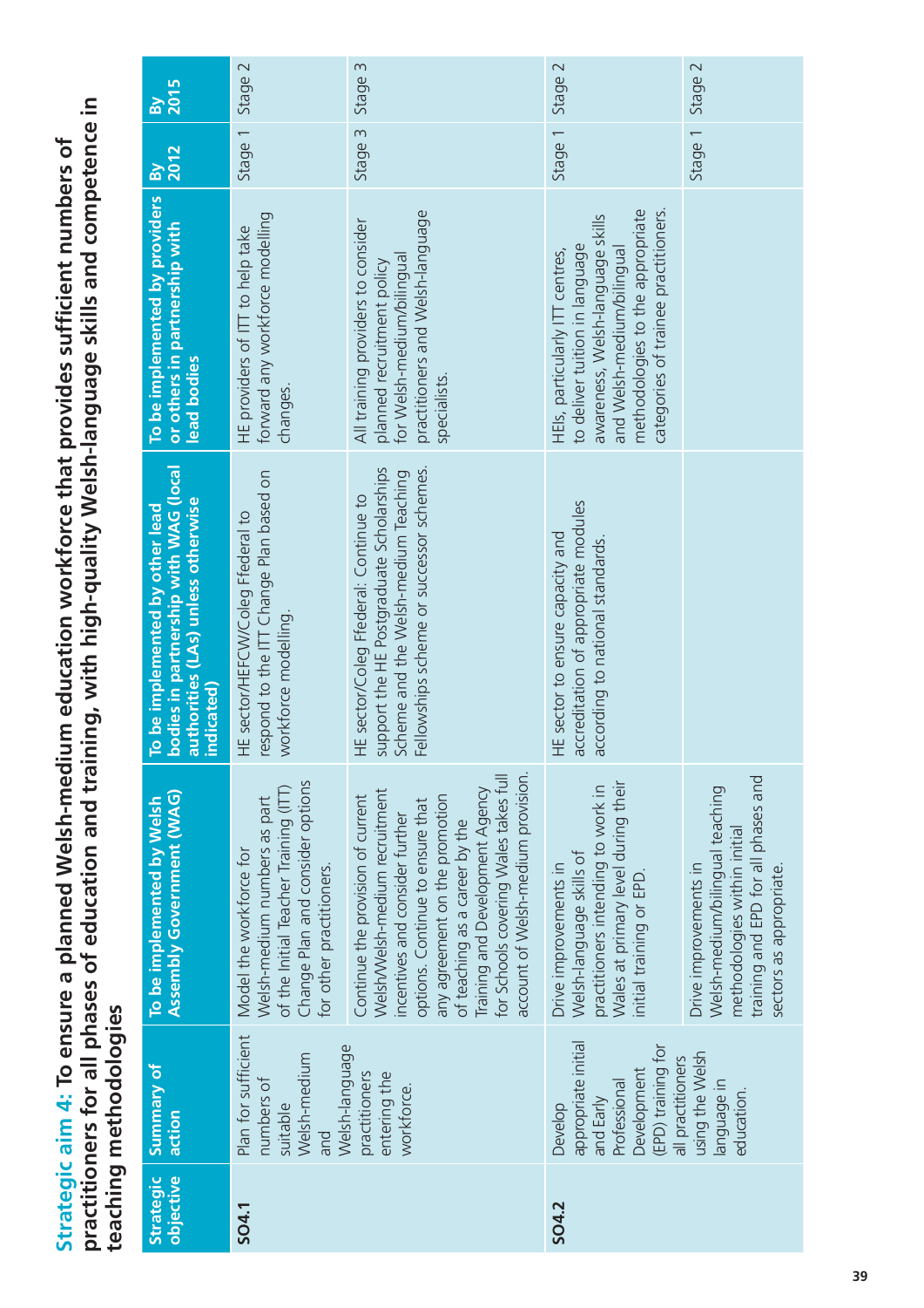## Strategic aim 4: To ensure a planned Welsh-medium education workforce that provides sufficient numbers of practitioners for all phases of education and training, with high-quality Welsh-language skills and competence in teaching methodologies

| Strategic objective | Summary of action | To be implemented by Welsh Assembly Government (WAG) | To be implemented by other lead bodies in partnership with WAG (local authorities (LAs) unless otherwise indicated) | To be implemented by providers or others in partnership with lead bodies | By 2012 | By 2015 |
|---|---|---|---|---|---|---|
| **SO4.1** | Plan for sufficient numbers of suitable Welsh-medium and Welsh-language practitioners entering the workforce. | Model the workforce for Welsh-medium numbers as part of the Initial Teacher Training (ITT) Change Plan and consider options for other practitioners. | HE sector/HEFCW/Coleg Ffederal to respond to the ITT Change Plan based on workforce modelling. | HE providers of ITT to help take forward any workforce modelling changes. | Stage 1 | Stage 2 |
| | | Continue the provision of current Welsh/Welsh-medium recruitment incentives and consider further options. Continue to ensure that any agreement on the promotion of teaching as a career by the Training and Development Agency for Schools covering Wales takes full account of Welsh-medium provision. | HE sector/Coleg Ffederal: Continue to support the HE Postgraduate Scholarships Scheme and the Welsh-medium Teaching Fellowships scheme or successor schemes. | All training providers to consider planned recruitment policy for Welsh-medium/bilingual practitioners and Welsh-language specialists. | Stage 3 | Stage 3 |
| **SO4.2** | Develop appropriate initial and Early Professional Development (EPD) training for all practitioners using the Welsh language in education. | Drive improvements in Welsh-language skills of practitioners intending to work in Wales at primary level during their initial training or EPD. | HE sector to ensure capacity and accreditation of appropriate modules according to national standards. | HEIs, particularly ITT centres, to deliver tuition in language awareness, Welsh-language skills and Welsh-medium/bilingual methodologies to the appropriate categories of trainee practitioners. | Stage 1 | Stage 2 |
| | | Drive improvements in Welsh-medium/bilingual teaching methodologies within initial training and EPD for all phases and sectors as appropriate. | | | Stage 1 | Stage 2 |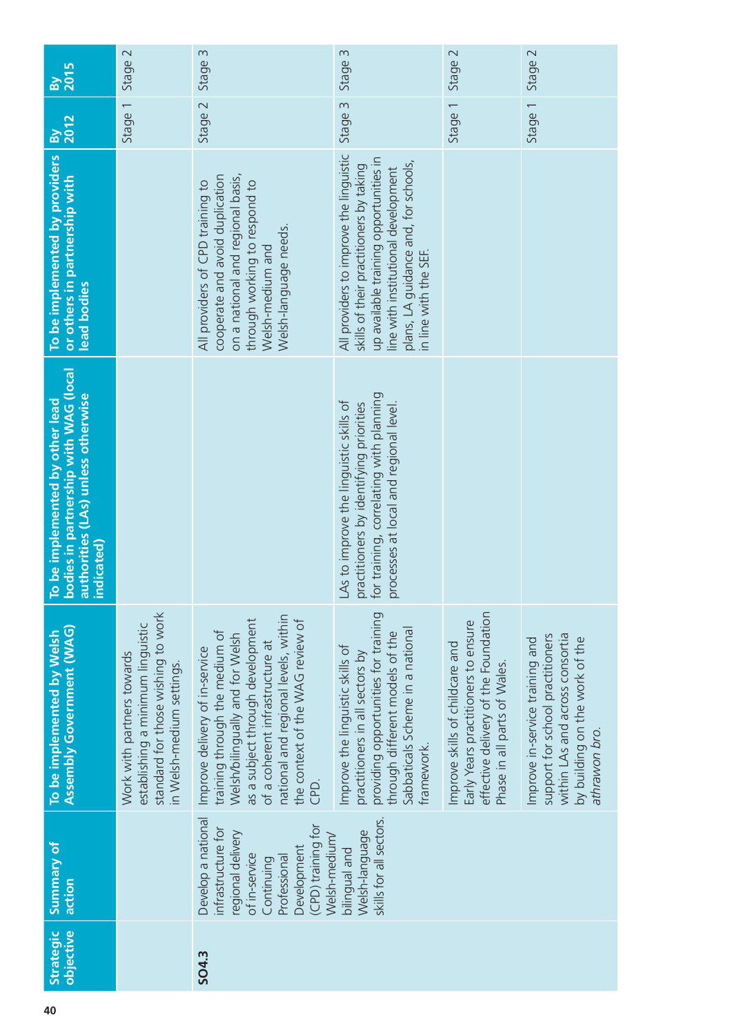| Strategic objective | Summary of action | To be implemented by Welsh Assembly Government (WAG) | To be implemented by other lead bodies in partnership with WAG (local authorities (LAs) unless otherwise indicated) | To be implemented by providers or others in partnership with lead bodies | By 2012 | By 2015 |
|---|---|---|---|---|---|---|
| | | Work with partners towards establishing a minimum linguistic standard for those wishing to work in Welsh-medium settings. | | | Stage 1 | Stage 2 |
| **SO4.3** | Develop a national infrastructure for regional delivery of in-service Continuing Professional Development (CPD) training for Welsh-medium/bilingual and Welsh-language skills for all sectors. | Improve delivery of in-service training through the medium of Welsh/bilingually and for Welsh as a subject through development of a coherent infrastructure at national and regional levels, within the context of the WAG review of CPD. | | All providers of CPD training to cooperate and avoid duplication on a national and regional basis, through working to respond to Welsh-medium and Welsh-language needs. | Stage 2 | Stage 3 |
| | | Improve the linguistic skills of practitioners in all sectors by providing opportunities for training through different models of the Sabbaticals Scheme in a national framework. | LAs to improve the linguistic skills of practitioners by identifying priorities for training, correlating with planning processes at local and regional level. | All providers to improve the linguistic skills of their practitioners by taking up available training opportunities in line with institutional development plans, LA guidance and, for schools, in line with the SEF. | Stage 3 | Stage 3 |
| | | Improve skills of childcare and Early Years practitioners to ensure effective delivery of the Foundation Phase in all parts of Wales. | | | Stage 1 | Stage 2 |
| | | Improve in-service training and support for school practitioners within LAs and across consortia by building on the work of the *athrawon bro*. | | | Stage 1 | Stage 2 |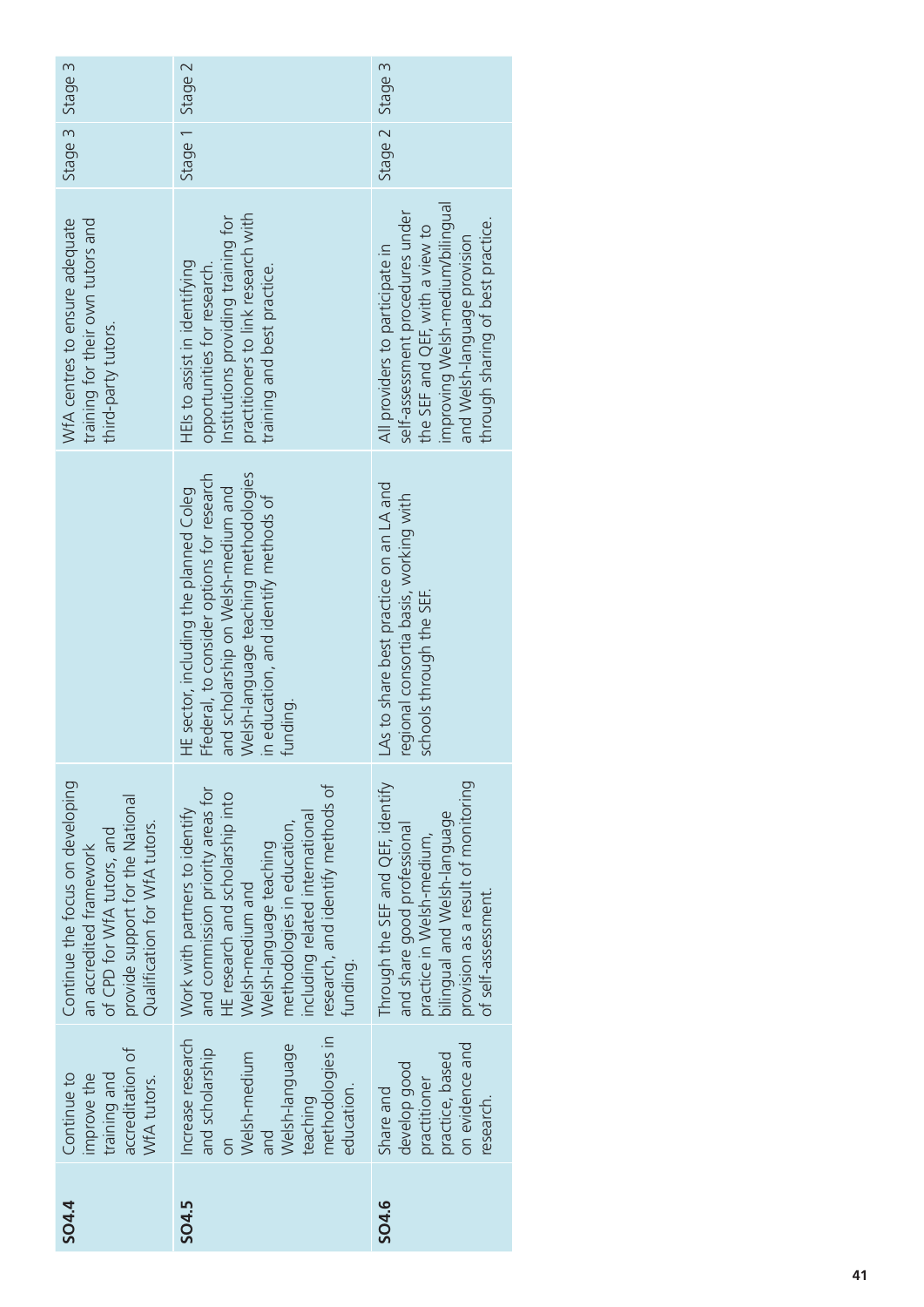| | | | | | | |
|---|---|---|---|---|---|---|
| **SO4.4** | Continue to improve the training and accreditation of WfA tutors. | Continue the focus on developing an accredited framework of CPD for WfA tutors, and provide support for the National Qualification for WfA tutors. | | WfA centres to ensure adequate training for their own tutors and third-party tutors. | Stage 3 | Stage 3 |
| **SO4.5** | Increase research and scholarship on Welsh-medium and Welsh-language teaching methodologies in education. | Work with partners to identify and commission priority areas for HE research and scholarship into Welsh-medium and Welsh-language teaching methodologies in education, including related international research, and identify methods of funding. | HE sector, including the planned Coleg Ffederal, to consider options for research and scholarship on Welsh-medium and Welsh-language teaching methodologies in education, and identify methods of funding. | HEIs to assist in identifying opportunities for research. Institutions providing training for practitioners to link research with training and best practice. | Stage 1 | Stage 2 |
| **SO4.6** | Share and develop good practitioner practice, based on evidence and research. | Through the SEF and QEF, identify and share good professional practice in Welsh-medium, bilingual and Welsh-language provision as a result of monitoring of self-assessment. | LAs to share best practice on an LA and regional consortia basis, working with schools through the SEF. | All providers to participate in self-assessment procedures under the SEF and QEF, with a view to improving Welsh-medium/bilingual and Welsh-language provision through sharing of best practice. | Stage 2 | Stage 3 |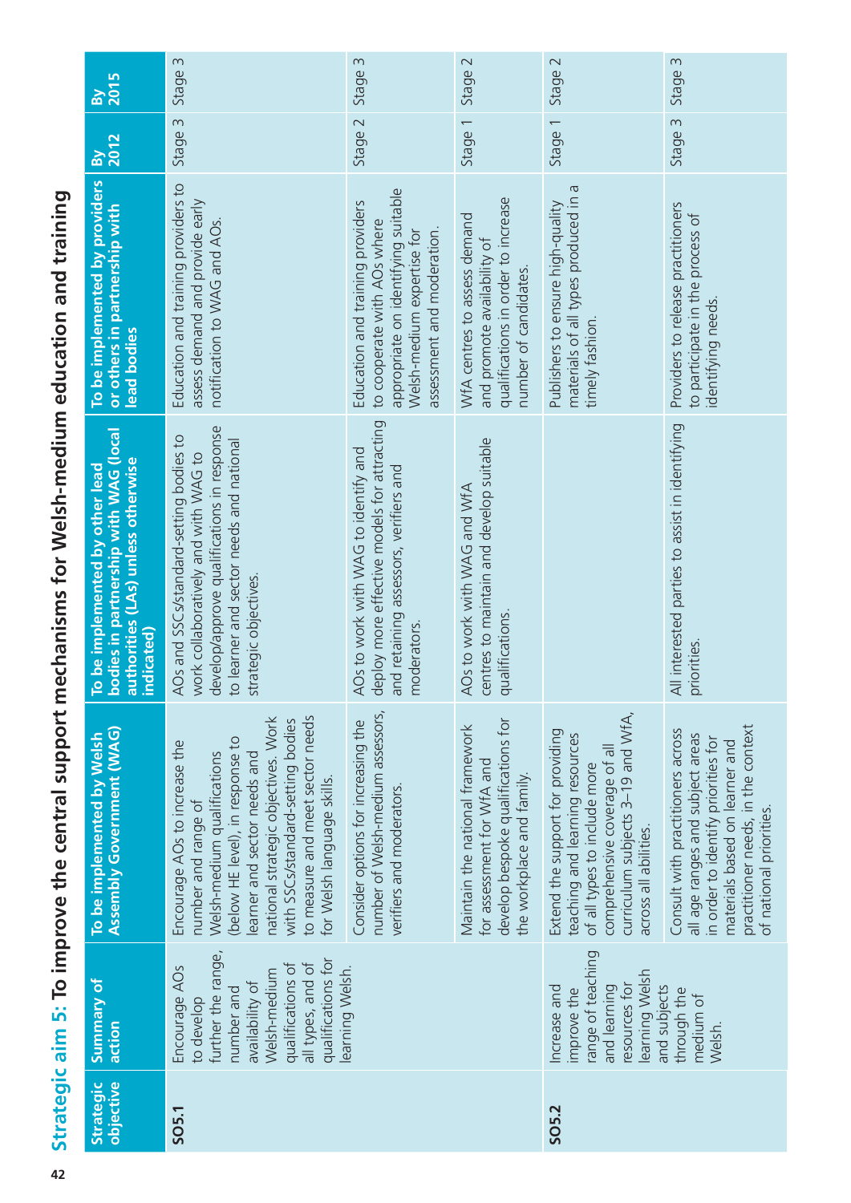# Strategic aim 5: To improve the central support mechanisms for Welsh-medium education and training

| Strategic objective | Summary of action | To be implemented by Welsh Assembly Government (WAG) | To be implemented by other lead bodies in partnership with WAG (local authorities (LAs) unless otherwise indicated) | To be implemented by providers or others in partnership with lead bodies | By 2012 | By 2015 |
|---|---|---|---|---|---|---|
| **SO5.1** | Encourage AOs to develop further the range, number and availability of Welsh-medium qualifications of all types, and of qualifications for learning Welsh. | Encourage AOs to increase the number and range of Welsh-medium qualifications (below HE level), in response to learner and sector needs and national strategic objectives. Work with SSCs/standard-setting bodies to measure and meet sector needs for Welsh language skills. | AOs and SSCs/standard-setting bodies to work collaboratively and with WAG to develop/approve qualifications in response to learner and sector needs and national strategic objectives. | Education and training providers to assess demand and provide early notification to WAG and AOs. | Stage 3 | Stage 3 |
| | | Consider options for increasing the number of Welsh-medium assessors, verifiers and moderators. | AOs to work with WAG to identify and deploy more effective models for attracting and retaining assessors, verifiers and moderators. | Education and training providers to cooperate with AOs where appropriate on identifying suitable Welsh-medium expertise for assessment and moderation. | Stage 2 | Stage 3 |
| | | Maintain the national framework for assessment for WfA and develop bespoke qualifications for the workplace and family. | AOs to work with WAG and WfA centres to maintain and develop suitable qualifications. | WfA centres to assess demand and promote availability of qualifications in order to increase number of candidates. | Stage 1 | Stage 2 |
| **SO5.2** | Increase and improve the range of teaching and learning resources for learning Welsh and subjects through the medium of Welsh. | Extend the support for providing teaching and learning resources of all types to include more comprehensive coverage of all curriculum subjects 3–19 and WfA, across all abilities. | | Publishers to ensure high-quality materials of all types produced in a timely fashion. | Stage 1 | Stage 2 |
| | | Consult with practitioners across all age ranges and subject areas in order to identify priorities for materials based on learner and practitioner needs, in the context of national priorities. | All interested parties to assist in identifying priorities. | Providers to release practitioners to participate in the process of identifying needs. | Stage 3 | Stage 3 |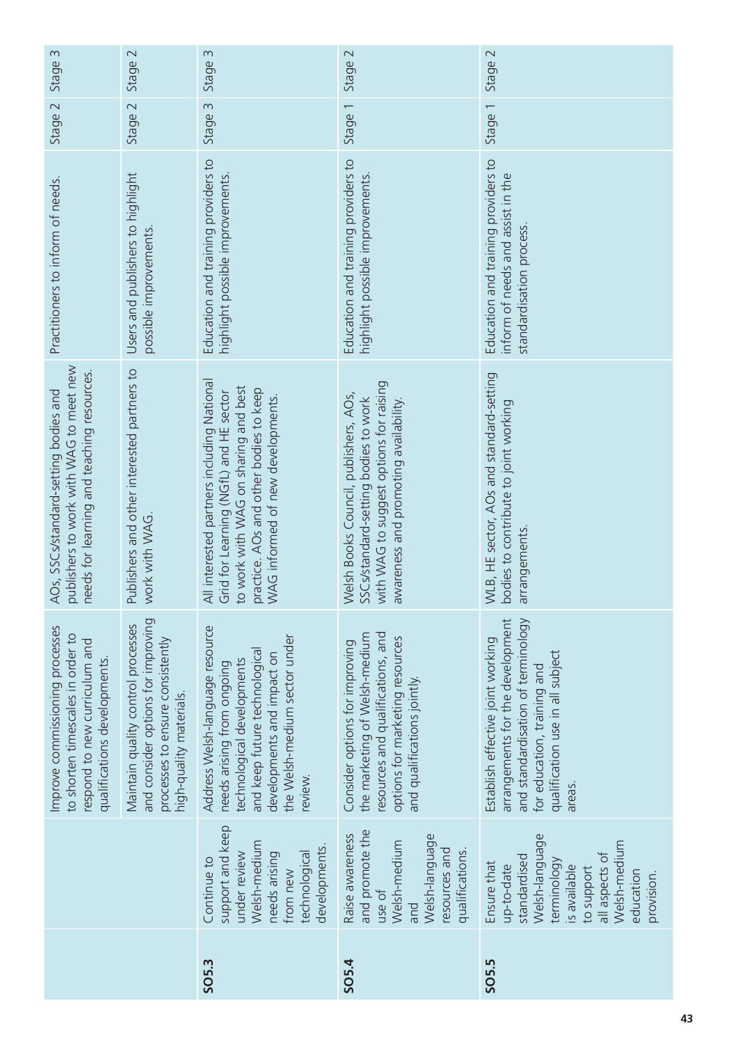| | | | | | | |
|---|---|---|---|---|---|---|
| | | Improve commissioning processes to shorten timescales in order to respond to new curriculum and qualifications developments. | AOs, SSCs/standard-setting bodies and publishers to work with WAG to meet new needs for learning and teaching resources. | Practitioners to inform of needs. | Stage 2 | Stage 3 |
| | | Maintain quality control processes and consider options for improving processes to ensure consistently high-quality materials. | Publishers and other interested partners to work with WAG. | Users and publishers to highlight possible improvements. | Stage 2 | Stage 2 |
| **SO5.3** | Continue to support and keep under review Welsh-medium needs arising from new technological developments. | Address Welsh-language resource needs arising from ongoing technological developments and keep future technological developments and impact on the Welsh-medium sector under review. | All interested partners including National Grid for Learning (NGfL) and HE sector to work with WAG on sharing and best practice. AOs and other bodies to keep WAG informed of new developments. | Education and training providers to highlight possible improvements. | Stage 3 | Stage 3 |
| **SO5.4** | Raise awareness and promote the use of Welsh-medium and Welsh-language resources and qualifications. | Consider options for improving the marketing of Welsh-medium resources and qualifications, and options for marketing resources and qualifications jointly. | Welsh Books Council, publishers, AOs, SSCs/standard-setting bodies to work with WAG to suggest options for raising awareness and promoting availability. | Education and training providers to highlight possible improvements. | Stage 1 | Stage 2 |
| **SO5.5** | Ensure that up-to-date standardised Welsh-language terminology is available to support all aspects of Welsh-medium education provision. | Establish effective joint working arrangements for the development and standardisation of terminology for education, training and qualification use in all subject areas. | WLB, HE sector, AOs and standard-setting bodies to contribute to joint working arrangements. | Education and training providers to inform of needs and assist in the standardisation process. | Stage 1 | Stage 2 |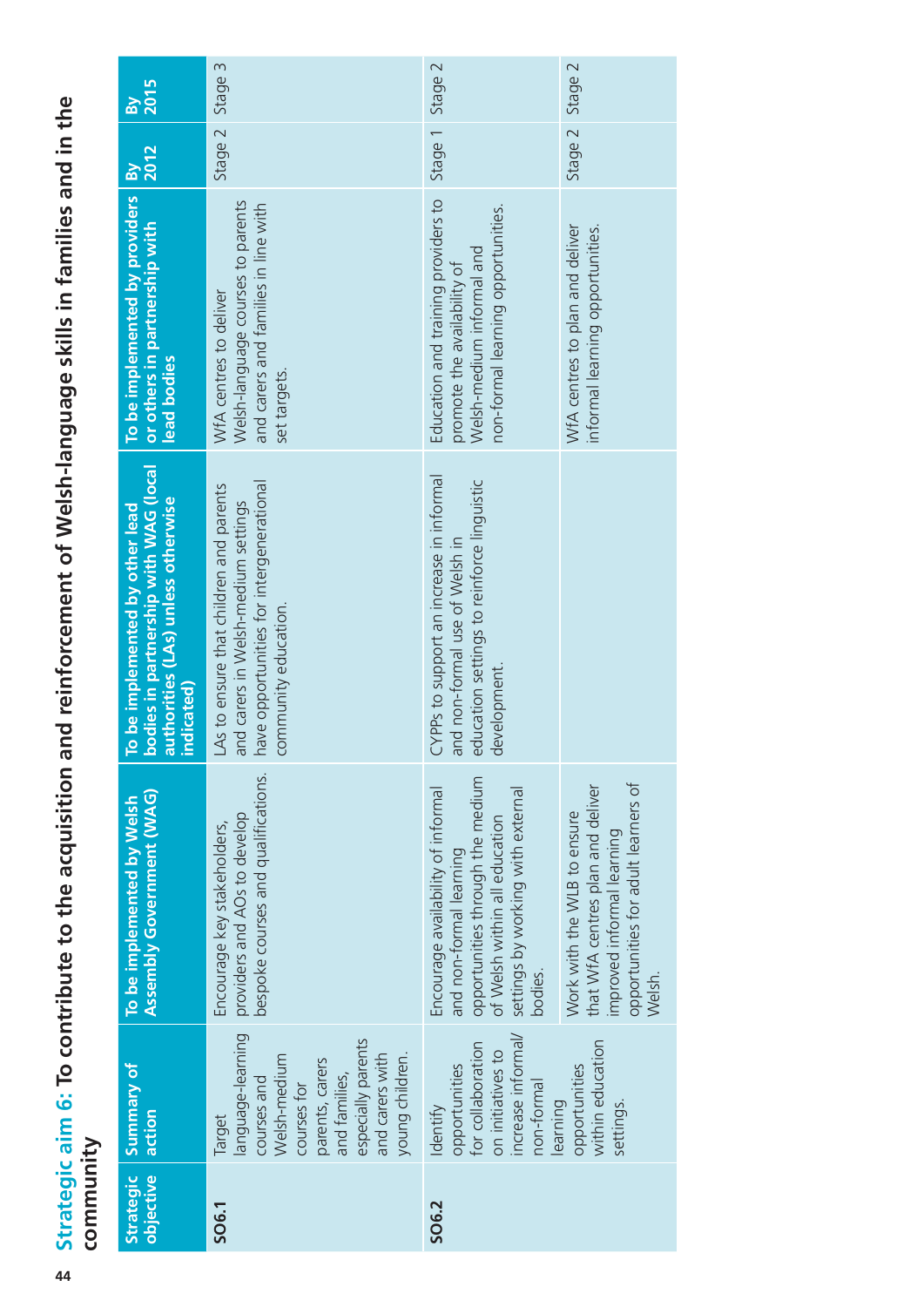## Strategic aim 6: To contribute to the acquisition and reinforcement of Welsh-language skills in families and in the community

| Strategic objective | Summary of action | To be implemented by Welsh Assembly Government (WAG) | To be implemented by other lead bodies in partnership with WAG (local authorities (LAs) unless otherwise indicated) | To be implemented by providers or others in partnership with lead bodies | By 2012 | By 2015 |
|---|---|---|---|---|---|---|
| **SO6.1** | Target language-learning courses and Welsh-medium courses for parents, carers and families, especially parents and carers with young children. | Encourage key stakeholders, providers and AOs to develop bespoke courses and qualifications. | LAs to ensure that children and parents and carers in Welsh-medium settings have opportunities for intergenerational community education. | WfA centres to deliver Welsh-language courses to parents and carers and families in line with set targets. | Stage 2 | Stage 3 |
| **SO6.2** | Identify opportunities for collaboration on initiatives to increase informal/non-formal learning opportunities within education settings. | Encourage availability of informal and non-formal learning opportunities through the medium of Welsh within all education settings by working with external bodies. | CYPPs to support an increase in informal and non-formal use of Welsh in education settings to reinforce linguistic development. | Education and training providers to promote the availability of Welsh-medium informal and non-formal learning opportunities. | Stage 1 | Stage 2 |
| | | Work with the WLB to ensure that WfA centres plan and deliver improved informal learning opportunities for adult learners of Welsh. | | WfA centres to plan and deliver informal learning opportunities. | Stage 2 | Stage 2 |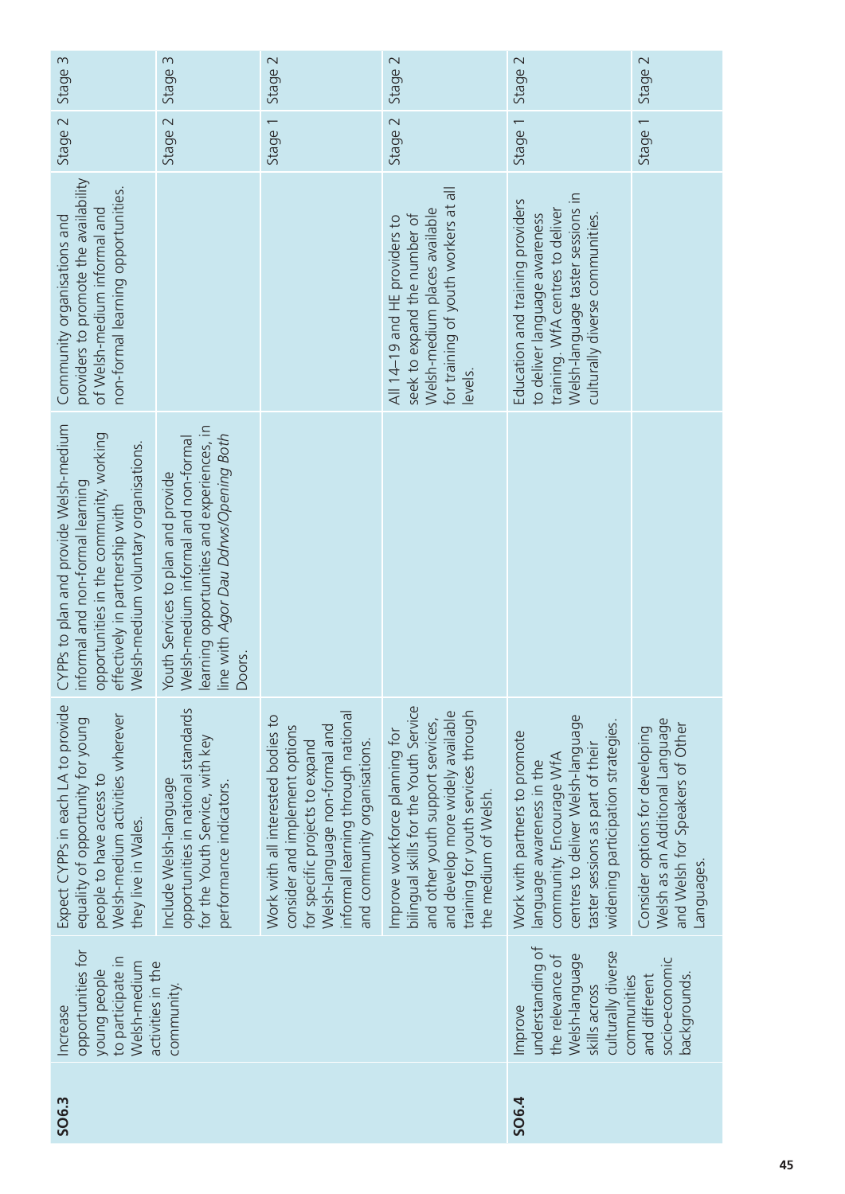| | | | | | | |
|---|---|---|---|---|---|---|
| **SO6.3** | Increase opportunities for young people to participate in Welsh-medium activities in the community. | Expect CYPPs in each LA to provide equality of opportunity for young people to have access to Welsh-medium activities wherever they live in Wales. | CYPPs to plan and provide Welsh-medium informal and non-formal learning opportunities in the community, working effectively in partnership with Welsh-medium voluntary organisations. | Community organisations and providers to promote the availability of Welsh-medium informal and non-formal learning opportunities. | Stage 2 | Stage 3 |
| | | Include Welsh-language opportunities in national standards for the Youth Service, with key performance indicators. | Youth Services to plan and provide Welsh-medium informal and non-formal learning opportunities and experiences, in line with *Agor Dau Ddrws/Opening Both Doors*. | | Stage 2 | Stage 3 |
| | | Work with all interested bodies to consider and implement options for specific projects to expand Welsh-language non-formal and informal learning through national and community organisations. | | | Stage 1 | Stage 2 |
| | | Improve workforce planning for bilingual skills for the Youth Service and other youth support services, and develop more widely available training for youth services through the medium of Welsh. | | All 14–19 and HE providers to seek to expand the number of Welsh-medium places available for training of youth workers at all levels. | Stage 2 | Stage 2 |
| **SO6.4** | Improve understanding of the relevance of Welsh-language skills across culturally diverse communities and different socio-economic backgrounds. | Work with partners to promote language awareness in the community. Encourage WfA centres to deliver Welsh-language taster sessions as part of their widening participation strategies. | | Education and training providers to deliver language awareness training. WfA centres to deliver Welsh-language taster sessions in culturally diverse communities. | Stage 1 | Stage 2 |
| | | Consider options for developing Welsh as an Additional Language and Welsh for Speakers of Other Languages. | | | Stage 1 | Stage 2 |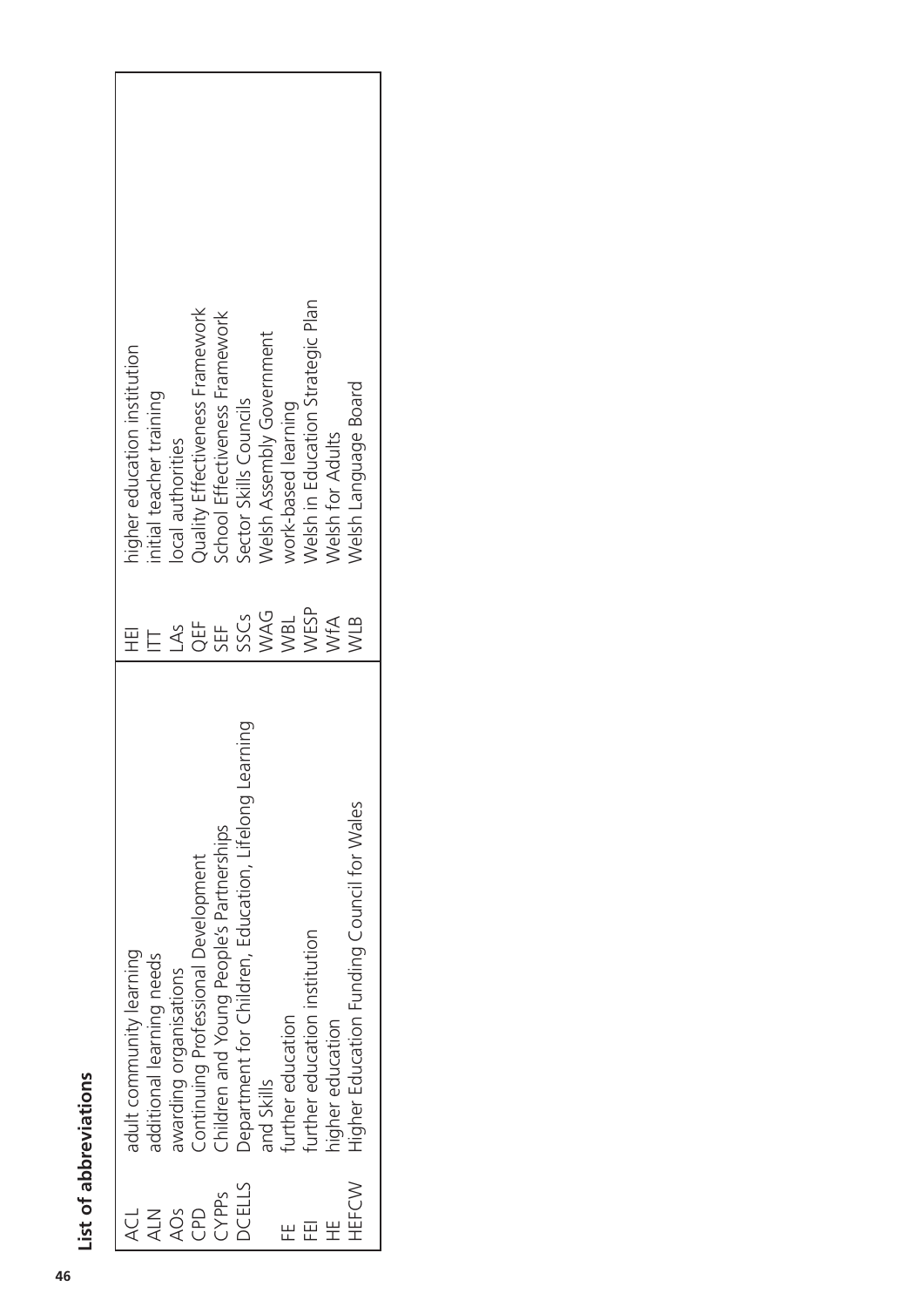## List of abbreviations

| | | | |
|---|---|---|---|
| ACL | adult community learning | HEI | higher education institution |
| ALN | additional learning needs | ITT | initial teacher training |
| AOs | awarding organisations | LAs | local authorities |
| CPD | Continuing Professional Development | QEF | Quality Effectiveness Framework |
| CYPPs | Children and Young People's Partnerships | SEF | School Effectiveness Framework |
| DCELLS | Department for Children, Education, Lifelong Learning and Skills | SSCs | Sector Skills Councils |
| | | WAG | Welsh Assembly Government |
| FE | further education | WBL | work-based learning |
| FEI | further education institution | WESP | Welsh in Education Strategic Plan |
| HE | higher education | WfA | Welsh for Adults |
| HEFCW | Higher Education Funding Council for Wales | WLB | Welsh Language Board |